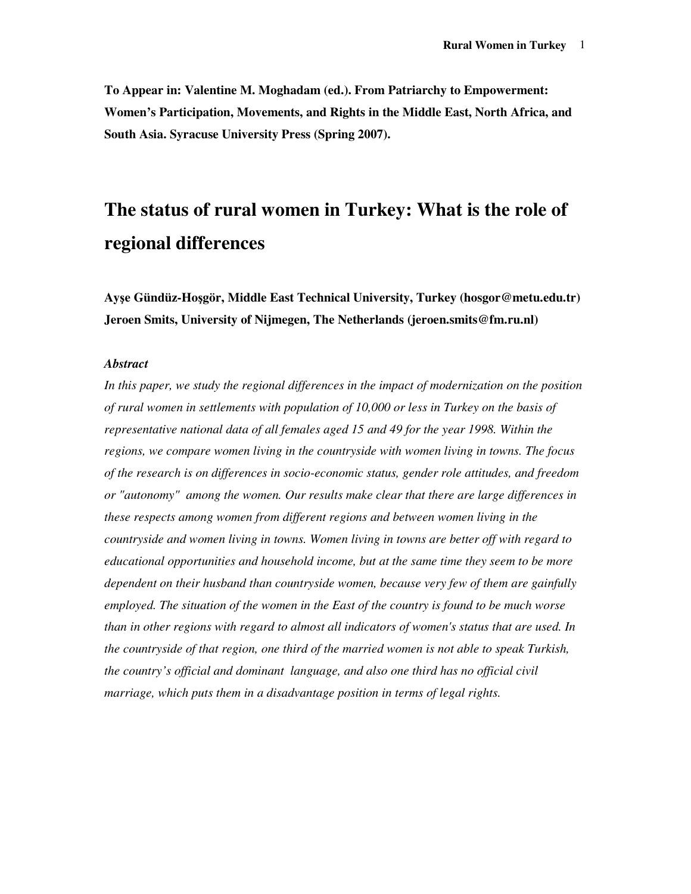**To Appear in: Valentine M. Moghadam (ed.). From Patriarchy to Empowerment: Women's Participation, Movements, and Rights in the Middle East, North Africa, and South Asia. Syracuse University Press (Spring 2007).**

# The status of rural women in Turkey: What is the role of regional differences

**Ayşe Gündüz-Hoşgör, Middle East Technical University, Turkey (hosgor@metu.edu.tr)**
**Jeroen Smits, University of Nijmegen, The Netherlands (jeroen.smits@fm.ru.nl)**

***Abstract***

*In this paper, we study the regional differences in the impact of modernization on the position of rural women in settlements with population of 10,000 or less in Turkey on the basis of representative national data of all females aged 15 and 49 for the year 1998. Within the regions, we compare women living in the countryside with women living in towns. The focus of the research is on differences in socio-economic status, gender role attitudes, and freedom or "autonomy" among the women. Our results make clear that there are large differences in these respects among women from different regions and between women living in the countryside and women living in towns. Women living in towns are better off with regard to educational opportunities and household income, but at the same time they seem to be more dependent on their husband than countryside women, because very few of them are gainfully employed. The situation of the women in the East of the country is found to be much worse than in other regions with regard to almost all indicators of women's status that are used. In the countryside of that region, one third of the married women is not able to speak Turkish, the country's official and dominant language, and also one third has no official civil marriage, which puts them in a disadvantage position in terms of legal rights.*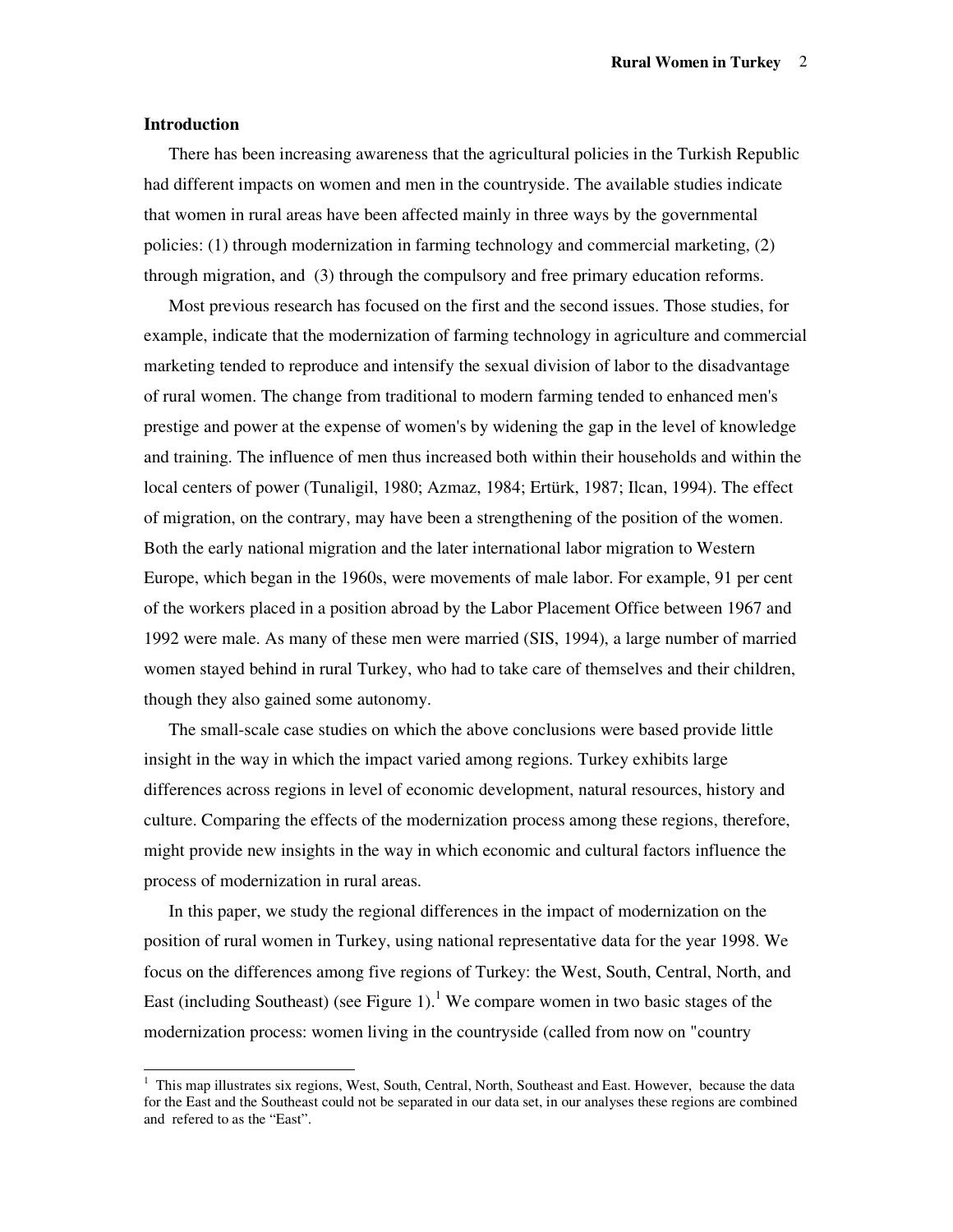## Introduction

There has been increasing awareness that the agricultural policies in the Turkish Republic had different impacts on women and men in the countryside. The available studies indicate that women in rural areas have been affected mainly in three ways by the governmental policies: (1) through modernization in farming technology and commercial marketing, (2) through migration, and (3) through the compulsory and free primary education reforms.

Most previous research has focused on the first and the second issues. Those studies, for example, indicate that the modernization of farming technology in agriculture and commercial marketing tended to reproduce and intensify the sexual division of labor to the disadvantage of rural women. The change from traditional to modern farming tended to enhanced men's prestige and power at the expense of women's by widening the gap in the level of knowledge and training. The influence of men thus increased both within their households and within the local centers of power (Tunaligil, 1980; Azmaz, 1984; Ertürk, 1987; Ilcan, 1994). The effect of migration, on the contrary, may have been a strengthening of the position of the women. Both the early national migration and the later international labor migration to Western Europe, which began in the 1960s, were movements of male labor. For example, 91 per cent of the workers placed in a position abroad by the Labor Placement Office between 1967 and 1992 were male. As many of these men were married (SIS, 1994), a large number of married women stayed behind in rural Turkey, who had to take care of themselves and their children, though they also gained some autonomy.

The small-scale case studies on which the above conclusions were based provide little insight in the way in which the impact varied among regions. Turkey exhibits large differences across regions in level of economic development, natural resources, history and culture. Comparing the effects of the modernization process among these regions, therefore, might provide new insights in the way in which economic and cultural factors influence the process of modernization in rural areas.

In this paper, we study the regional differences in the impact of modernization on the position of rural women in Turkey, using national representative data for the year 1998. We focus on the differences among five regions of Turkey: the West, South, Central, North, and East (including Southeast) (see Figure 1).[1] We compare women in two basic stages of the modernization process: women living in the countryside (called from now on "country

[1] This map illustrates six regions, West, South, Central, North, Southeast and East. However, because the data for the East and the Southeast could not be separated in our data set, in our analyses these regions are combined and refered to as the "East".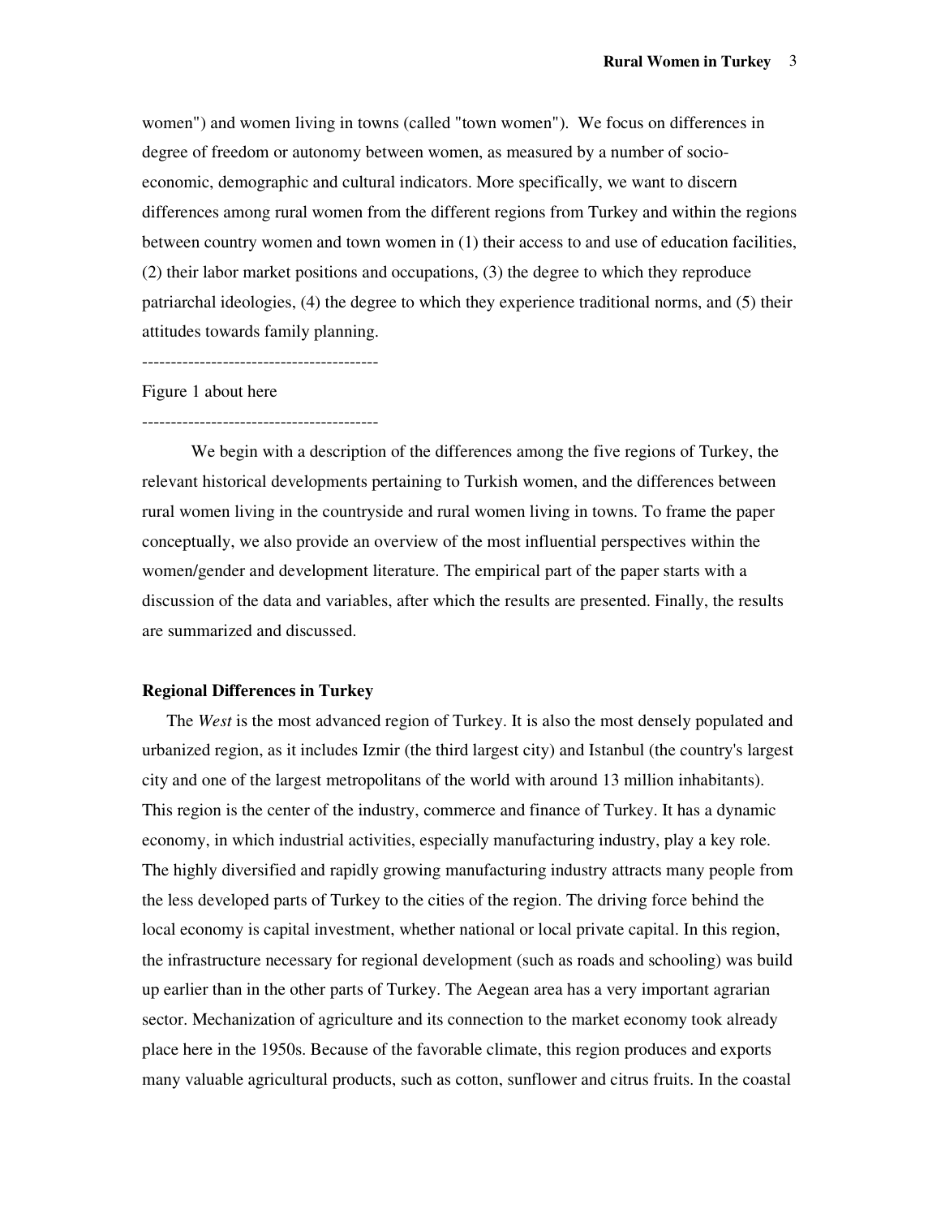women") and women living in towns (called "town women"). We focus on differences in degree of freedom or autonomy between women, as measured by a number of socio-economic, demographic and cultural indicators. More specifically, we want to discern differences among rural women from the different regions from Turkey and within the regions between country women and town women in (1) their access to and use of education facilities, (2) their labor market positions and occupations, (3) the degree to which they reproduce patriarchal ideologies, (4) the degree to which they experience traditional norms, and (5) their attitudes towards family planning.

-----------------------------------------

Figure 1 about here

-----------------------------------------

We begin with a description of the differences among the five regions of Turkey, the relevant historical developments pertaining to Turkish women, and the differences between rural women living in the countryside and rural women living in towns. To frame the paper conceptually, we also provide an overview of the most influential perspectives within the women/gender and development literature. The empirical part of the paper starts with a discussion of the data and variables, after which the results are presented. Finally, the results are summarized and discussed.

**Regional Differences in Turkey**

The *West* is the most advanced region of Turkey. It is also the most densely populated and urbanized region, as it includes Izmir (the third largest city) and Istanbul (the country's largest city and one of the largest metropolitans of the world with around 13 million inhabitants). This region is the center of the industry, commerce and finance of Turkey. It has a dynamic economy, in which industrial activities, especially manufacturing industry, play a key role. The highly diversified and rapidly growing manufacturing industry attracts many people from the less developed parts of Turkey to the cities of the region. The driving force behind the local economy is capital investment, whether national or local private capital. In this region, the infrastructure necessary for regional development (such as roads and schooling) was build up earlier than in the other parts of Turkey. The Aegean area has a very important agrarian sector. Mechanization of agriculture and its connection to the market economy took already place here in the 1950s. Because of the favorable climate, this region produces and exports many valuable agricultural products, such as cotton, sunflower and citrus fruits. In the coastal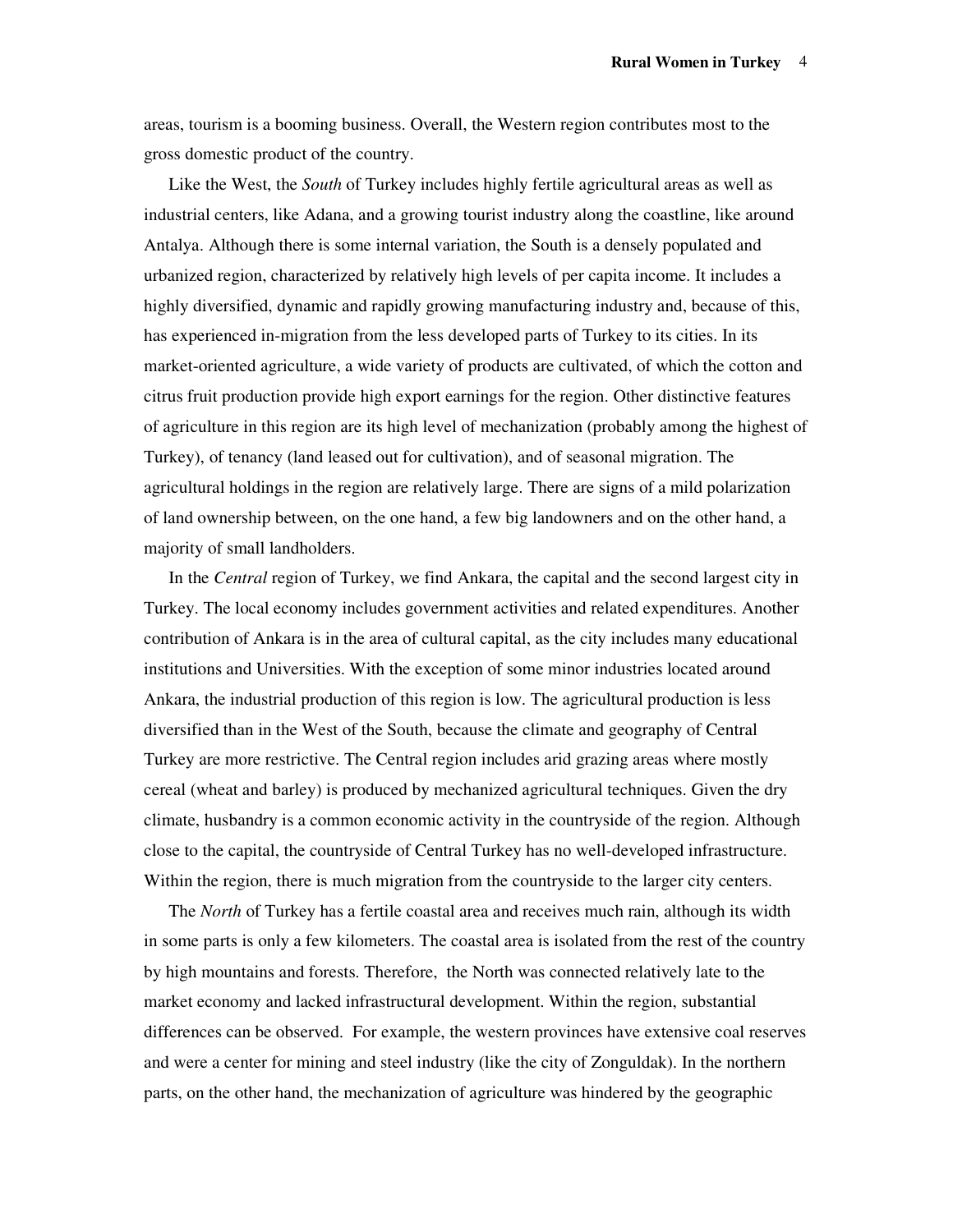areas, tourism is a booming business. Overall, the Western region contributes most to the gross domestic product of the country.

Like the West, the *South* of Turkey includes highly fertile agricultural areas as well as industrial centers, like Adana, and a growing tourist industry along the coastline, like around Antalya. Although there is some internal variation, the South is a densely populated and urbanized region, characterized by relatively high levels of per capita income. It includes a highly diversified, dynamic and rapidly growing manufacturing industry and, because of this, has experienced in-migration from the less developed parts of Turkey to its cities. In its market-oriented agriculture, a wide variety of products are cultivated, of which the cotton and citrus fruit production provide high export earnings for the region. Other distinctive features of agriculture in this region are its high level of mechanization (probably among the highest of Turkey), of tenancy (land leased out for cultivation), and of seasonal migration. The agricultural holdings in the region are relatively large. There are signs of a mild polarization of land ownership between, on the one hand, a few big landowners and on the other hand, a majority of small landholders.

In the *Central* region of Turkey, we find Ankara, the capital and the second largest city in Turkey. The local economy includes government activities and related expenditures. Another contribution of Ankara is in the area of cultural capital, as the city includes many educational institutions and Universities. With the exception of some minor industries located around Ankara, the industrial production of this region is low. The agricultural production is less diversified than in the West of the South, because the climate and geography of Central Turkey are more restrictive. The Central region includes arid grazing areas where mostly cereal (wheat and barley) is produced by mechanized agricultural techniques. Given the dry climate, husbandry is a common economic activity in the countryside of the region. Although close to the capital, the countryside of Central Turkey has no well-developed infrastructure. Within the region, there is much migration from the countryside to the larger city centers.

The *North* of Turkey has a fertile coastal area and receives much rain, although its width in some parts is only a few kilometers. The coastal area is isolated from the rest of the country by high mountains and forests. Therefore, the North was connected relatively late to the market economy and lacked infrastructural development. Within the region, substantial differences can be observed. For example, the western provinces have extensive coal reserves and were a center for mining and steel industry (like the city of Zonguldak). In the northern parts, on the other hand, the mechanization of agriculture was hindered by the geographic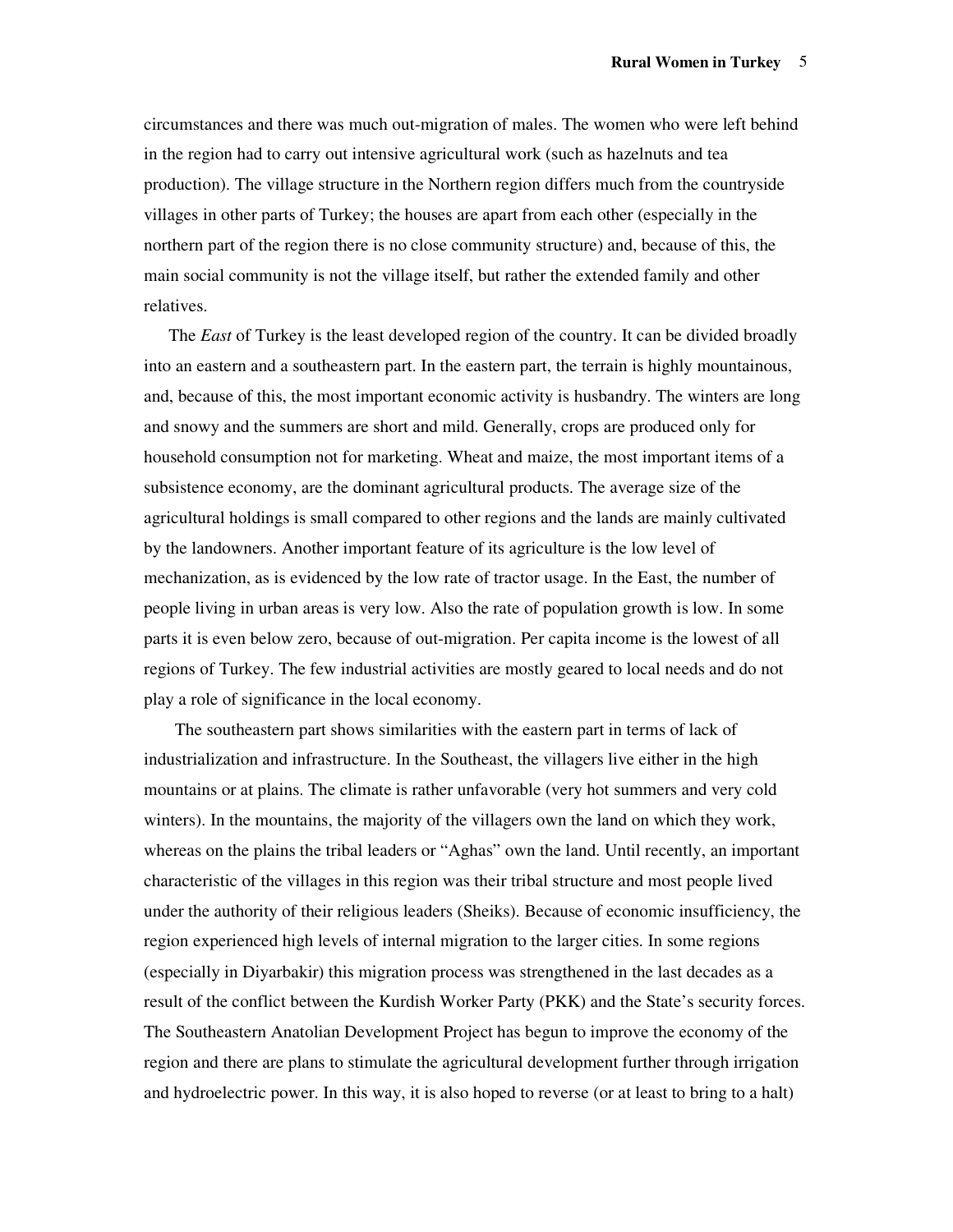circumstances and there was much out-migration of males. The women who were left behind in the region had to carry out intensive agricultural work (such as hazelnuts and tea production). The village structure in the Northern region differs much from the countryside villages in other parts of Turkey; the houses are apart from each other (especially in the northern part of the region there is no close community structure) and, because of this, the main social community is not the village itself, but rather the extended family and other relatives.

The *East* of Turkey is the least developed region of the country. It can be divided broadly into an eastern and a southeastern part. In the eastern part, the terrain is highly mountainous, and, because of this, the most important economic activity is husbandry. The winters are long and snowy and the summers are short and mild. Generally, crops are produced only for household consumption not for marketing. Wheat and maize, the most important items of a subsistence economy, are the dominant agricultural products. The average size of the agricultural holdings is small compared to other regions and the lands are mainly cultivated by the landowners. Another important feature of its agriculture is the low level of mechanization, as is evidenced by the low rate of tractor usage. In the East, the number of people living in urban areas is very low. Also the rate of population growth is low. In some parts it is even below zero, because of out-migration. Per capita income is the lowest of all regions of Turkey. The few industrial activities are mostly geared to local needs and do not play a role of significance in the local economy.

The southeastern part shows similarities with the eastern part in terms of lack of industrialization and infrastructure. In the Southeast, the villagers live either in the high mountains or at plains. The climate is rather unfavorable (very hot summers and very cold winters). In the mountains, the majority of the villagers own the land on which they work, whereas on the plains the tribal leaders or "Aghas" own the land. Until recently, an important characteristic of the villages in this region was their tribal structure and most people lived under the authority of their religious leaders (Sheiks). Because of economic insufficiency, the region experienced high levels of internal migration to the larger cities. In some regions (especially in Diyarbakir) this migration process was strengthened in the last decades as a result of the conflict between the Kurdish Worker Party (PKK) and the State's security forces. The Southeastern Anatolian Development Project has begun to improve the economy of the region and there are plans to stimulate the agricultural development further through irrigation and hydroelectric power. In this way, it is also hoped to reverse (or at least to bring to a halt)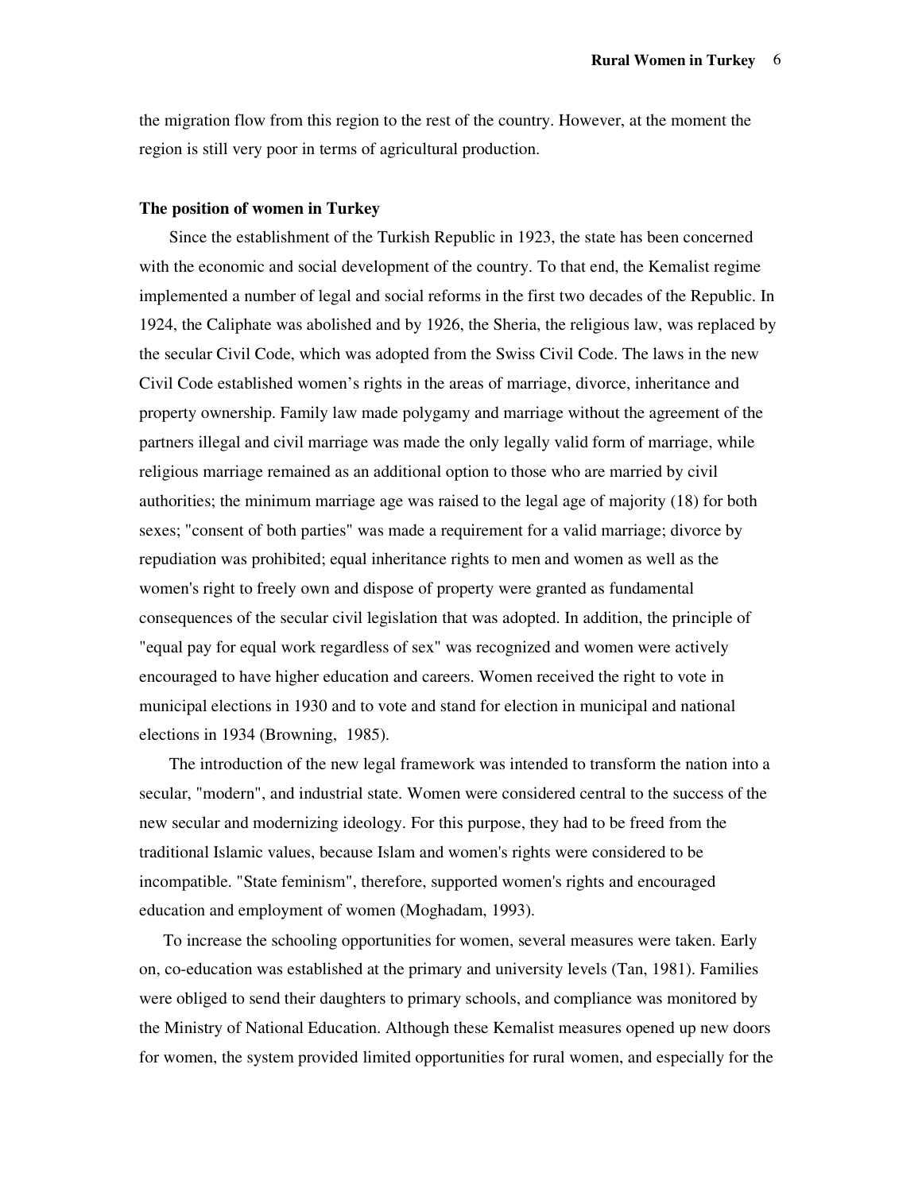the migration flow from this region to the rest of the country. However, at the moment the region is still very poor in terms of agricultural production.

**The position of women in Turkey**

Since the establishment of the Turkish Republic in 1923, the state has been concerned with the economic and social development of the country. To that end, the Kemalist regime implemented a number of legal and social reforms in the first two decades of the Republic. In 1924, the Caliphate was abolished and by 1926, the Sheria, the religious law, was replaced by the secular Civil Code, which was adopted from the Swiss Civil Code. The laws in the new Civil Code established women's rights in the areas of marriage, divorce, inheritance and property ownership. Family law made polygamy and marriage without the agreement of the partners illegal and civil marriage was made the only legally valid form of marriage, while religious marriage remained as an additional option to those who are married by civil authorities; the minimum marriage age was raised to the legal age of majority (18) for both sexes; "consent of both parties" was made a requirement for a valid marriage; divorce by repudiation was prohibited; equal inheritance rights to men and women as well as the women's right to freely own and dispose of property were granted as fundamental consequences of the secular civil legislation that was adopted. In addition, the principle of "equal pay for equal work regardless of sex" was recognized and women were actively encouraged to have higher education and careers. Women received the right to vote in municipal elections in 1930 and to vote and stand for election in municipal and national elections in 1934 (Browning, 1985).

The introduction of the new legal framework was intended to transform the nation into a secular, "modern", and industrial state. Women were considered central to the success of the new secular and modernizing ideology. For this purpose, they had to be freed from the traditional Islamic values, because Islam and women's rights were considered to be incompatible. "State feminism", therefore, supported women's rights and encouraged education and employment of women (Moghadam, 1993).

To increase the schooling opportunities for women, several measures were taken. Early on, co-education was established at the primary and university levels (Tan, 1981). Families were obliged to send their daughters to primary schools, and compliance was monitored by the Ministry of National Education. Although these Kemalist measures opened up new doors for women, the system provided limited opportunities for rural women, and especially for the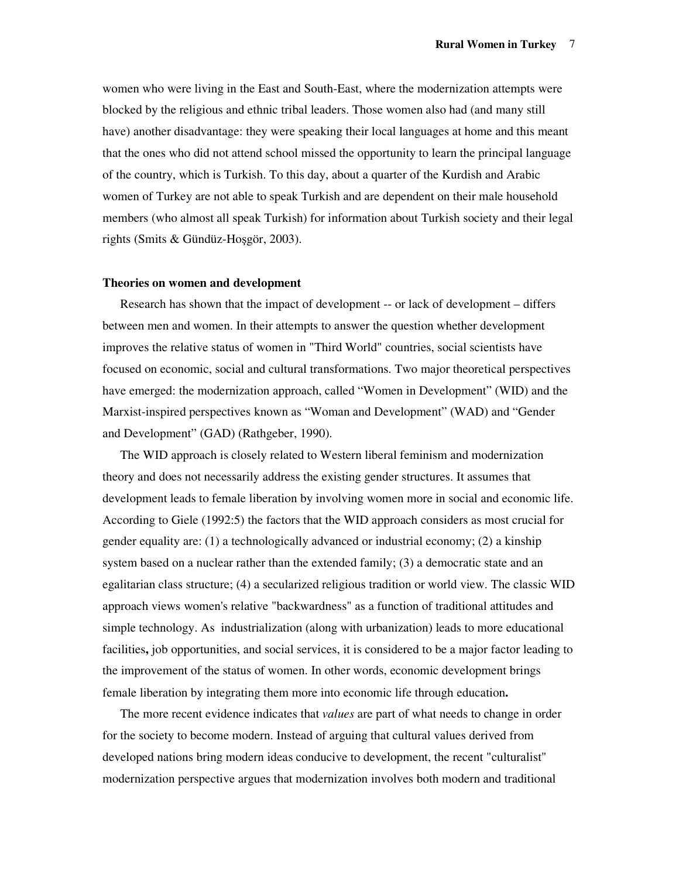women who were living in the East and South-East, where the modernization attempts were blocked by the religious and ethnic tribal leaders. Those women also had (and many still have) another disadvantage: they were speaking their local languages at home and this meant that the ones who did not attend school missed the opportunity to learn the principal language of the country, which is Turkish. To this day, about a quarter of the Kurdish and Arabic women of Turkey are not able to speak Turkish and are dependent on their male household members (who almost all speak Turkish) for information about Turkish society and their legal rights (Smits & Gündüz-Hoşgör, 2003).

**Theories on women and development**

Research has shown that the impact of development -- or lack of development – differs between men and women. In their attempts to answer the question whether development improves the relative status of women in "Third World" countries, social scientists have focused on economic, social and cultural transformations. Two major theoretical perspectives have emerged: the modernization approach, called "Women in Development" (WID) and the Marxist-inspired perspectives known as "Woman and Development" (WAD) and "Gender and Development" (GAD) (Rathgeber, 1990).

The WID approach is closely related to Western liberal feminism and modernization theory and does not necessarily address the existing gender structures. It assumes that development leads to female liberation by involving women more in social and economic life. According to Giele (1992:5) the factors that the WID approach considers as most crucial for gender equality are: (1) a technologically advanced or industrial economy; (2) a kinship system based on a nuclear rather than the extended family; (3) a democratic state and an egalitarian class structure; (4) a secularized religious tradition or world view. The classic WID approach views women's relative "backwardness" as a function of traditional attitudes and simple technology. As industrialization (along with urbanization) leads to more educational facilities, job opportunities, and social services, it is considered to be a major factor leading to the improvement of the status of women. In other words, economic development brings female liberation by integrating them more into economic life through education.

The more recent evidence indicates that *values* are part of what needs to change in order for the society to become modern. Instead of arguing that cultural values derived from developed nations bring modern ideas conducive to development, the recent "culturalist" modernization perspective argues that modernization involves both modern and traditional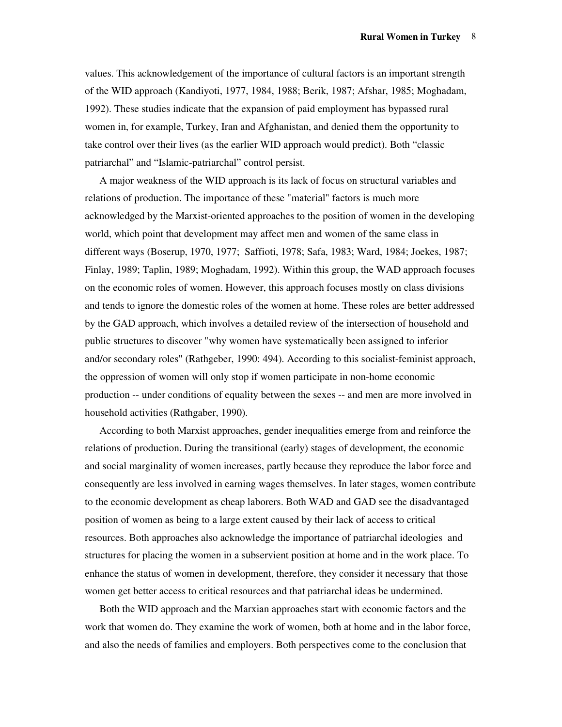values. This acknowledgement of the importance of cultural factors is an important strength of the WID approach (Kandiyoti, 1977, 1984, 1988; Berik, 1987; Afshar, 1985; Moghadam, 1992). These studies indicate that the expansion of paid employment has bypassed rural women in, for example, Turkey, Iran and Afghanistan, and denied them the opportunity to take control over their lives (as the earlier WID approach would predict). Both "classic patriarchal" and "Islamic-patriarchal" control persist.

A major weakness of the WID approach is its lack of focus on structural variables and relations of production. The importance of these "material" factors is much more acknowledged by the Marxist-oriented approaches to the position of women in the developing world, which point that development may affect men and women of the same class in different ways (Boserup, 1970, 1977; Saffioti, 1978; Safa, 1983; Ward, 1984; Joekes, 1987; Finlay, 1989; Taplin, 1989; Moghadam, 1992). Within this group, the WAD approach focuses on the economic roles of women. However, this approach focuses mostly on class divisions and tends to ignore the domestic roles of the women at home. These roles are better addressed by the GAD approach, which involves a detailed review of the intersection of household and public structures to discover "why women have systematically been assigned to inferior and/or secondary roles" (Rathgeber, 1990: 494). According to this socialist-feminist approach, the oppression of women will only stop if women participate in non-home economic production -- under conditions of equality between the sexes -- and men are more involved in household activities (Rathgaber, 1990).

According to both Marxist approaches, gender inequalities emerge from and reinforce the relations of production. During the transitional (early) stages of development, the economic and social marginality of women increases, partly because they reproduce the labor force and consequently are less involved in earning wages themselves. In later stages, women contribute to the economic development as cheap laborers. Both WAD and GAD see the disadvantaged position of women as being to a large extent caused by their lack of access to critical resources. Both approaches also acknowledge the importance of patriarchal ideologies and structures for placing the women in a subservient position at home and in the work place. To enhance the status of women in development, therefore, they consider it necessary that those women get better access to critical resources and that patriarchal ideas be undermined.

Both the WID approach and the Marxian approaches start with economic factors and the work that women do. They examine the work of women, both at home and in the labor force, and also the needs of families and employers. Both perspectives come to the conclusion that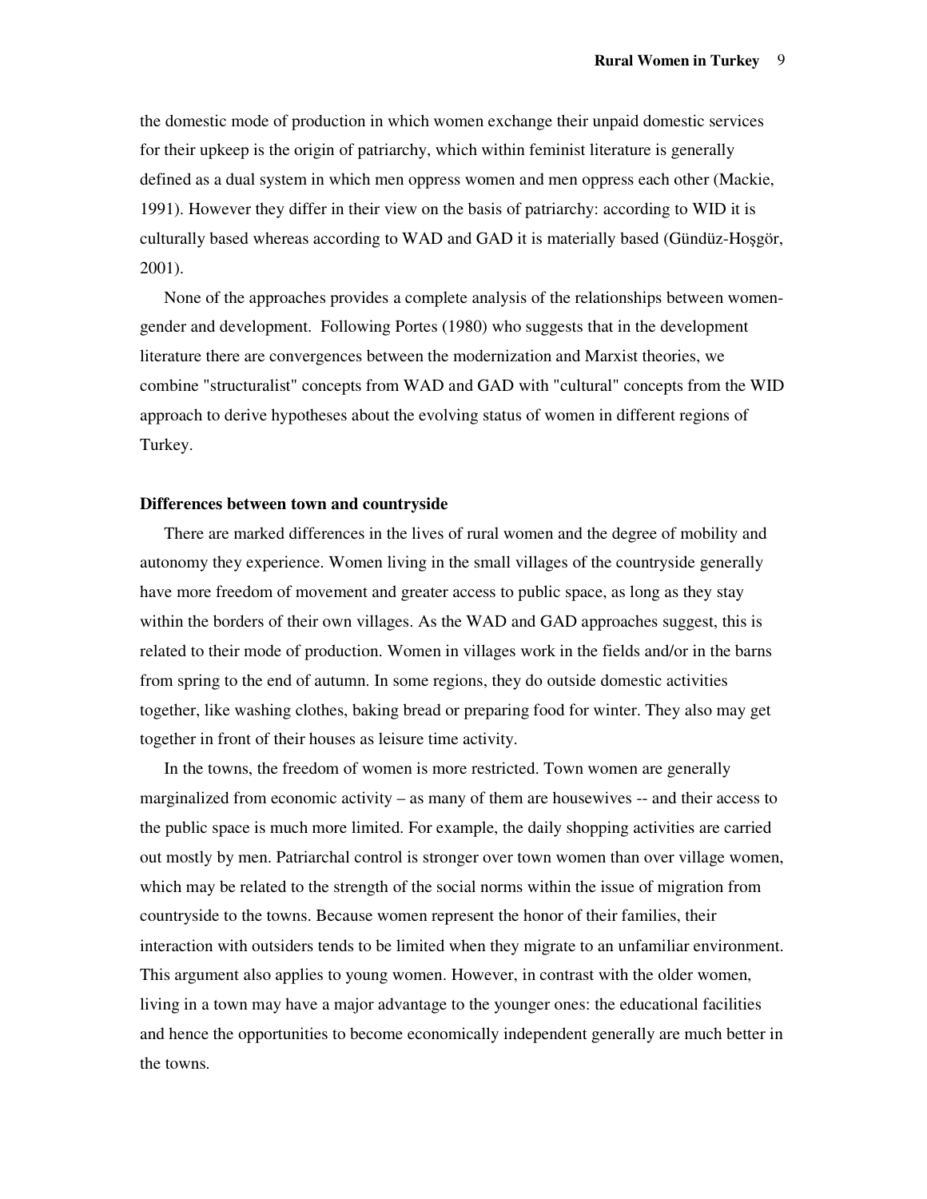the domestic mode of production in which women exchange their unpaid domestic services for their upkeep is the origin of patriarchy, which within feminist literature is generally defined as a dual system in which men oppress women and men oppress each other (Mackie, 1991). However they differ in their view on the basis of patriarchy: according to WID it is culturally based whereas according to WAD and GAD it is materially based (Gündüz-Hoşgör, 2001).

None of the approaches provides a complete analysis of the relationships between women-gender and development. Following Portes (1980) who suggests that in the development literature there are convergences between the modernization and Marxist theories, we combine "structuralist" concepts from WAD and GAD with "cultural" concepts from the WID approach to derive hypotheses about the evolving status of women in different regions of Turkey.

**Differences between town and countryside**

There are marked differences in the lives of rural women and the degree of mobility and autonomy they experience. Women living in the small villages of the countryside generally have more freedom of movement and greater access to public space, as long as they stay within the borders of their own villages. As the WAD and GAD approaches suggest, this is related to their mode of production. Women in villages work in the fields and/or in the barns from spring to the end of autumn. In some regions, they do outside domestic activities together, like washing clothes, baking bread or preparing food for winter. They also may get together in front of their houses as leisure time activity.

In the towns, the freedom of women is more restricted. Town women are generally marginalized from economic activity – as many of them are housewives -- and their access to the public space is much more limited. For example, the daily shopping activities are carried out mostly by men. Patriarchal control is stronger over town women than over village women, which may be related to the strength of the social norms within the issue of migration from countryside to the towns. Because women represent the honor of their families, their interaction with outsiders tends to be limited when they migrate to an unfamiliar environment. This argument also applies to young women. However, in contrast with the older women, living in a town may have a major advantage to the younger ones: the educational facilities and hence the opportunities to become economically independent generally are much better in the towns.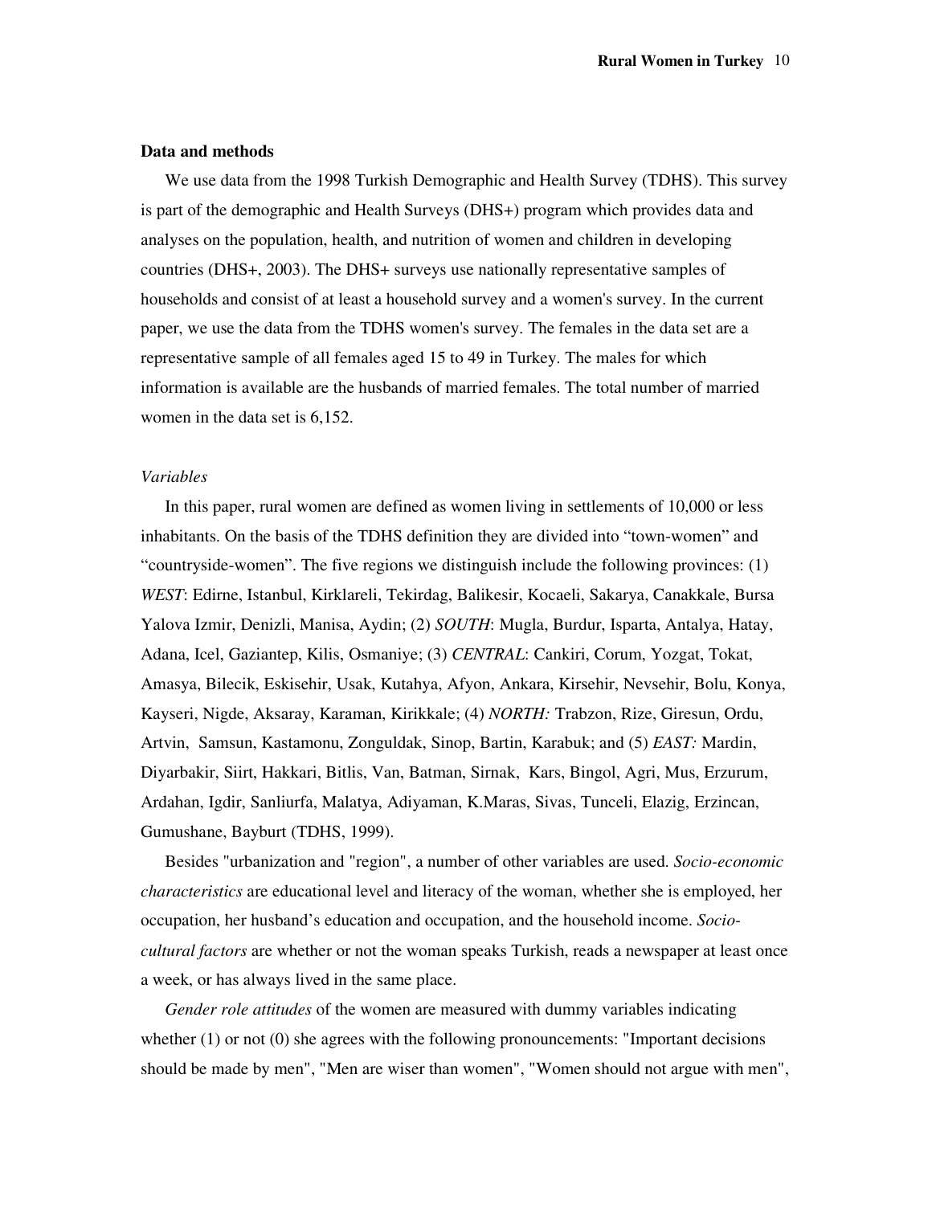## Data and methods

We use data from the 1998 Turkish Demographic and Health Survey (TDHS). This survey is part of the demographic and Health Surveys (DHS+) program which provides data and analyses on the population, health, and nutrition of women and children in developing countries (DHS+, 2003). The DHS+ surveys use nationally representative samples of households and consist of at least a household survey and a women's survey. In the current paper, we use the data from the TDHS women's survey. The females in the data set are a representative sample of all females aged 15 to 49 in Turkey. The males for which information is available are the husbands of married females. The total number of married women in the data set is 6,152.

### *Variables*

In this paper, rural women are defined as women living in settlements of 10,000 or less inhabitants. On the basis of the TDHS definition they are divided into "town-women" and "countryside-women". The five regions we distinguish include the following provinces: (1) *WEST*: Edirne, Istanbul, Kirklareli, Tekirdag, Balikesir, Kocaeli, Sakarya, Canakkale, Bursa Yalova Izmir, Denizli, Manisa, Aydin; (2) *SOUTH*: Mugla, Burdur, Isparta, Antalya, Hatay, Adana, Icel, Gaziantep, Kilis, Osmaniye; (3) *CENTRAL*: Cankiri, Corum, Yozgat, Tokat, Amasya, Bilecik, Eskisehir, Usak, Kutahya, Afyon, Ankara, Kirsehir, Nevsehir, Bolu, Konya, Kayseri, Nigde, Aksaray, Karaman, Kirikkale; (4) *NORTH:* Trabzon, Rize, Giresun, Ordu, Artvin, Samsun, Kastamonu, Zonguldak, Sinop, Bartin, Karabuk; and (5) *EAST:* Mardin, Diyarbakir, Siirt, Hakkari, Bitlis, Van, Batman, Sirnak, Kars, Bingol, Agri, Mus, Erzurum, Ardahan, Igdir, Sanliurfa, Malatya, Adiyaman, K.Maras, Sivas, Tunceli, Elazig, Erzincan, Gumushane, Bayburt (TDHS, 1999).

Besides "urbanization and "region", a number of other variables are used. *Socio-economic characteristics* are educational level and literacy of the woman, whether she is employed, her occupation, her husband's education and occupation, and the household income. *Socio-cultural factors* are whether or not the woman speaks Turkish, reads a newspaper at least once a week, or has always lived in the same place.

*Gender role attitudes* of the women are measured with dummy variables indicating whether (1) or not (0) she agrees with the following pronouncements: "Important decisions should be made by men", "Men are wiser than women", "Women should not argue with men",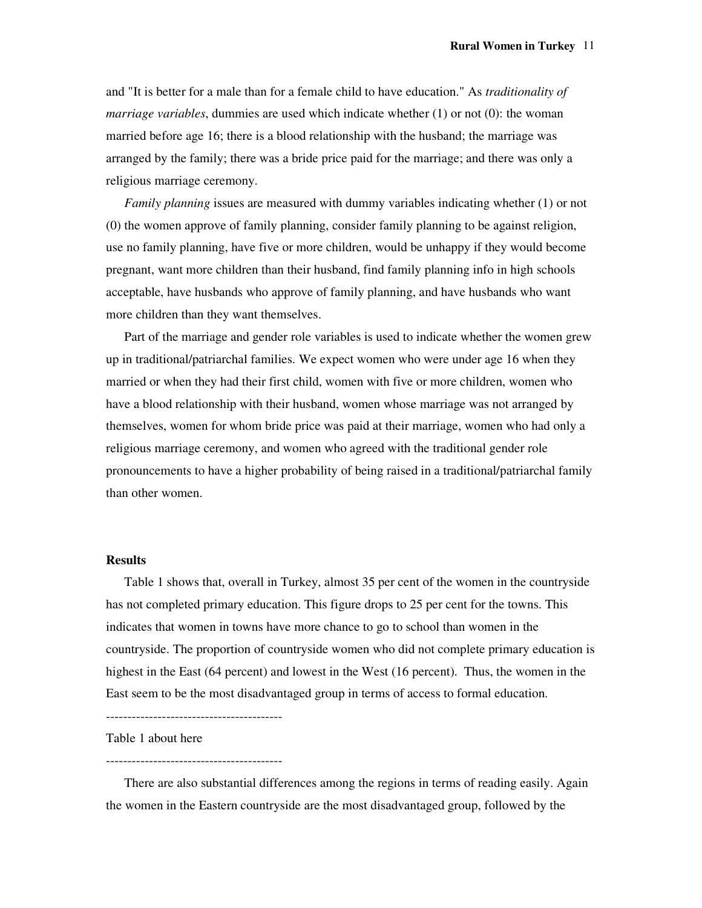and "It is better for a male than for a female child to have education." As *traditionality of marriage variables*, dummies are used which indicate whether (1) or not (0): the woman married before age 16; there is a blood relationship with the husband; the marriage was arranged by the family; there was a bride price paid for the marriage; and there was only a religious marriage ceremony.

*Family planning* issues are measured with dummy variables indicating whether (1) or not (0) the women approve of family planning, consider family planning to be against religion, use no family planning, have five or more children, would be unhappy if they would become pregnant, want more children than their husband, find family planning info in high schools acceptable, have husbands who approve of family planning, and have husbands who want more children than they want themselves.

Part of the marriage and gender role variables is used to indicate whether the women grew up in traditional/patriarchal families. We expect women who were under age 16 when they married or when they had their first child, women with five or more children, women who have a blood relationship with their husband, women whose marriage was not arranged by themselves, women for whom bride price was paid at their marriage, women who had only a religious marriage ceremony, and women who agreed with the traditional gender role pronouncements to have a higher probability of being raised in a traditional/patriarchal family than other women.

## Results

Table 1 shows that, overall in Turkey, almost 35 per cent of the women in the countryside has not completed primary education. This figure drops to 25 per cent for the towns. This indicates that women in towns have more chance to go to school than women in the countryside. The proportion of countryside women who did not complete primary education is highest in the East (64 percent) and lowest in the West (16 percent). Thus, the women in the East seem to be the most disadvantaged group in terms of access to formal education.

-----------------------------------------

Table 1 about here

-----------------------------------------

There are also substantial differences among the regions in terms of reading easily. Again the women in the Eastern countryside are the most disadvantaged group, followed by the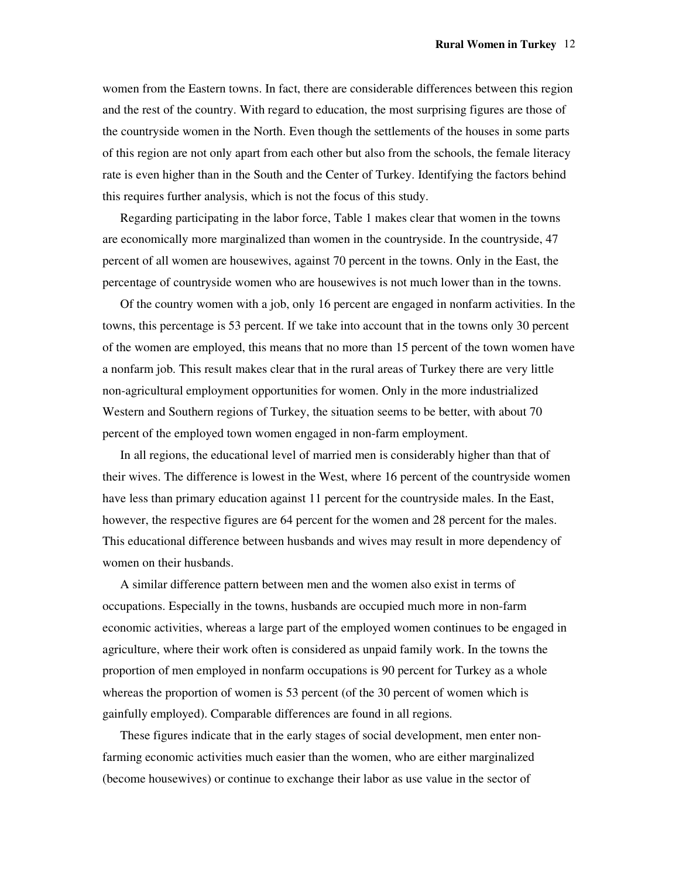women from the Eastern towns. In fact, there are considerable differences between this region and the rest of the country. With regard to education, the most surprising figures are those of the countryside women in the North. Even though the settlements of the houses in some parts of this region are not only apart from each other but also from the schools, the female literacy rate is even higher than in the South and the Center of Turkey. Identifying the factors behind this requires further analysis, which is not the focus of this study.

Regarding participating in the labor force, Table 1 makes clear that women in the towns are economically more marginalized than women in the countryside. In the countryside, 47 percent of all women are housewives, against 70 percent in the towns. Only in the East, the percentage of countryside women who are housewives is not much lower than in the towns.

Of the country women with a job, only 16 percent are engaged in nonfarm activities. In the towns, this percentage is 53 percent. If we take into account that in the towns only 30 percent of the women are employed, this means that no more than 15 percent of the town women have a nonfarm job. This result makes clear that in the rural areas of Turkey there are very little non-agricultural employment opportunities for women. Only in the more industrialized Western and Southern regions of Turkey, the situation seems to be better, with about 70 percent of the employed town women engaged in non-farm employment.

In all regions, the educational level of married men is considerably higher than that of their wives. The difference is lowest in the West, where 16 percent of the countryside women have less than primary education against 11 percent for the countryside males. In the East, however, the respective figures are 64 percent for the women and 28 percent for the males. This educational difference between husbands and wives may result in more dependency of women on their husbands.

A similar difference pattern between men and the women also exist in terms of occupations. Especially in the towns, husbands are occupied much more in non-farm economic activities, whereas a large part of the employed women continues to be engaged in agriculture, where their work often is considered as unpaid family work. In the towns the proportion of men employed in nonfarm occupations is 90 percent for Turkey as a whole whereas the proportion of women is 53 percent (of the 30 percent of women which is gainfully employed). Comparable differences are found in all regions.

These figures indicate that in the early stages of social development, men enter non-farming economic activities much easier than the women, who are either marginalized (become housewives) or continue to exchange their labor as use value in the sector of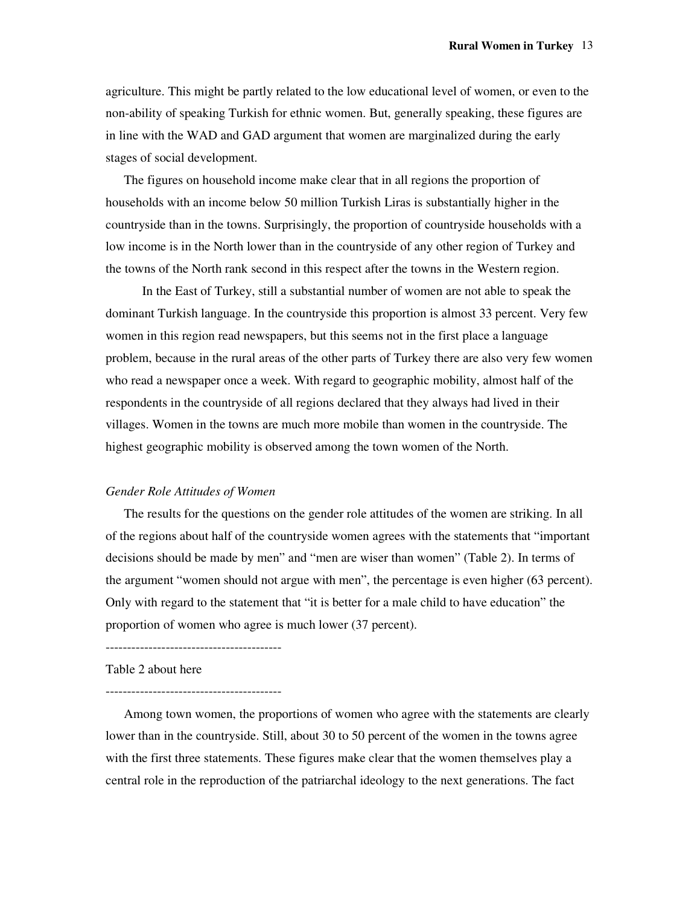agriculture. This might be partly related to the low educational level of women, or even to the non-ability of speaking Turkish for ethnic women. But, generally speaking, these figures are in line with the WAD and GAD argument that women are marginalized during the early stages of social development.

The figures on household income make clear that in all regions the proportion of households with an income below 50 million Turkish Liras is substantially higher in the countryside than in the towns. Surprisingly, the proportion of countryside households with a low income is in the North lower than in the countryside of any other region of Turkey and the towns of the North rank second in this respect after the towns in the Western region.

In the East of Turkey, still a substantial number of women are not able to speak the dominant Turkish language. In the countryside this proportion is almost 33 percent. Very few women in this region read newspapers, but this seems not in the first place a language problem, because in the rural areas of the other parts of Turkey there are also very few women who read a newspaper once a week. With regard to geographic mobility, almost half of the respondents in the countryside of all regions declared that they always had lived in their villages. Women in the towns are much more mobile than women in the countryside. The highest geographic mobility is observed among the town women of the North.

*Gender Role Attitudes of Women*

The results for the questions on the gender role attitudes of the women are striking. In all of the regions about half of the countryside women agrees with the statements that "important decisions should be made by men" and "men are wiser than women" (Table 2). In terms of the argument "women should not argue with men", the percentage is even higher (63 percent). Only with regard to the statement that "it is better for a male child to have education" the proportion of women who agree is much lower (37 percent).

-----------------------------------------

Table 2 about here

-----------------------------------------

Among town women, the proportions of women who agree with the statements are clearly lower than in the countryside. Still, about 30 to 50 percent of the women in the towns agree with the first three statements. These figures make clear that the women themselves play a central role in the reproduction of the patriarchal ideology to the next generations. The fact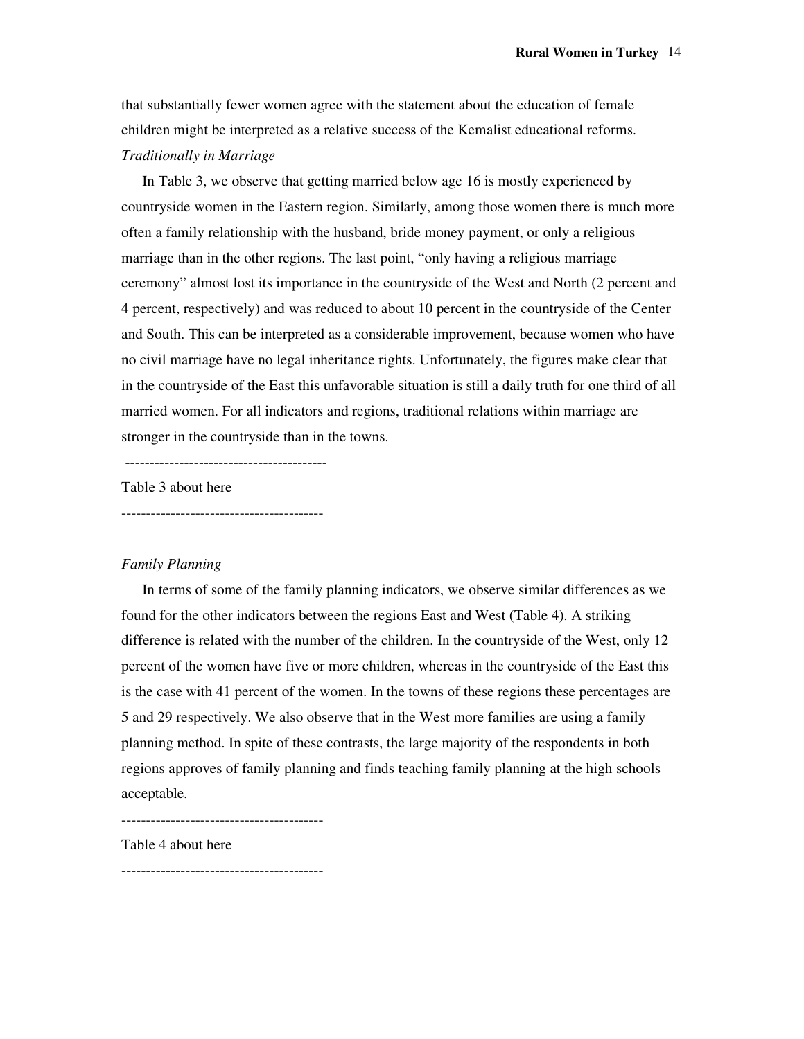that substantially fewer women agree with the statement about the education of female children might be interpreted as a relative success of the Kemalist educational reforms.

*Traditionally in Marriage*

In Table 3, we observe that getting married below age 16 is mostly experienced by countryside women in the Eastern region. Similarly, among those women there is much more often a family relationship with the husband, bride money payment, or only a religious marriage than in the other regions. The last point, "only having a religious marriage ceremony" almost lost its importance in the countryside of the West and North (2 percent and 4 percent, respectively) and was reduced to about 10 percent in the countryside of the Center and South. This can be interpreted as a considerable improvement, because women who have no civil marriage have no legal inheritance rights. Unfortunately, the figures make clear that in the countryside of the East this unfavorable situation is still a daily truth for one third of all married women. For all indicators and regions, traditional relations within marriage are stronger in the countryside than in the towns.

-----------------------------------------

Table 3 about here

-----------------------------------------

*Family Planning*

In terms of some of the family planning indicators, we observe similar differences as we found for the other indicators between the regions East and West (Table 4). A striking difference is related with the number of the children. In the countryside of the West, only 12 percent of the women have five or more children, whereas in the countryside of the East this is the case with 41 percent of the women. In the towns of these regions these percentages are 5 and 29 respectively. We also observe that in the West more families are using a family planning method. In spite of these contrasts, the large majority of the respondents in both regions approves of family planning and finds teaching family planning at the high schools acceptable.

-----------------------------------------

Table 4 about here

-----------------------------------------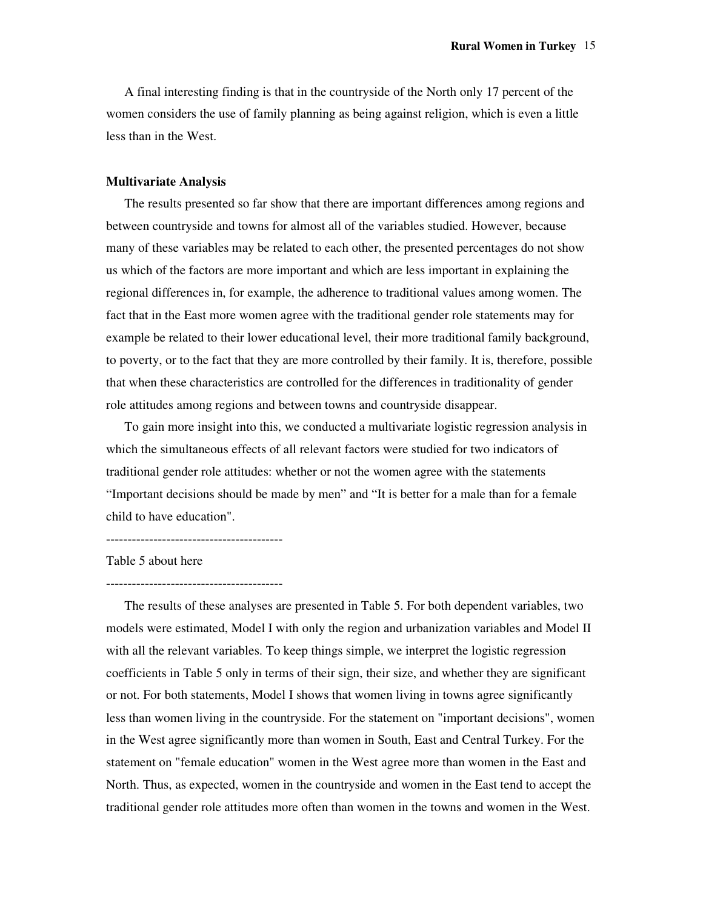A final interesting finding is that in the countryside of the North only 17 percent of the women considers the use of family planning as being against religion, which is even a little less than in the West.

**Multivariate Analysis**

The results presented so far show that there are important differences among regions and between countryside and towns for almost all of the variables studied. However, because many of these variables may be related to each other, the presented percentages do not show us which of the factors are more important and which are less important in explaining the regional differences in, for example, the adherence to traditional values among women. The fact that in the East more women agree with the traditional gender role statements may for example be related to their lower educational level, their more traditional family background, to poverty, or to the fact that they are more controlled by their family. It is, therefore, possible that when these characteristics are controlled for the differences in traditionality of gender role attitudes among regions and between towns and countryside disappear.

To gain more insight into this, we conducted a multivariate logistic regression analysis in which the simultaneous effects of all relevant factors were studied for two indicators of traditional gender role attitudes: whether or not the women agree with the statements "Important decisions should be made by men" and "It is better for a male than for a female child to have education".

-----------------------------------------

Table 5 about here

-----------------------------------------

The results of these analyses are presented in Table 5. For both dependent variables, two models were estimated, Model I with only the region and urbanization variables and Model II with all the relevant variables. To keep things simple, we interpret the logistic regression coefficients in Table 5 only in terms of their sign, their size, and whether they are significant or not. For both statements, Model I shows that women living in towns agree significantly less than women living in the countryside. For the statement on "important decisions", women in the West agree significantly more than women in South, East and Central Turkey. For the statement on "female education" women in the West agree more than women in the East and North. Thus, as expected, women in the countryside and women in the East tend to accept the traditional gender role attitudes more often than women in the towns and women in the West.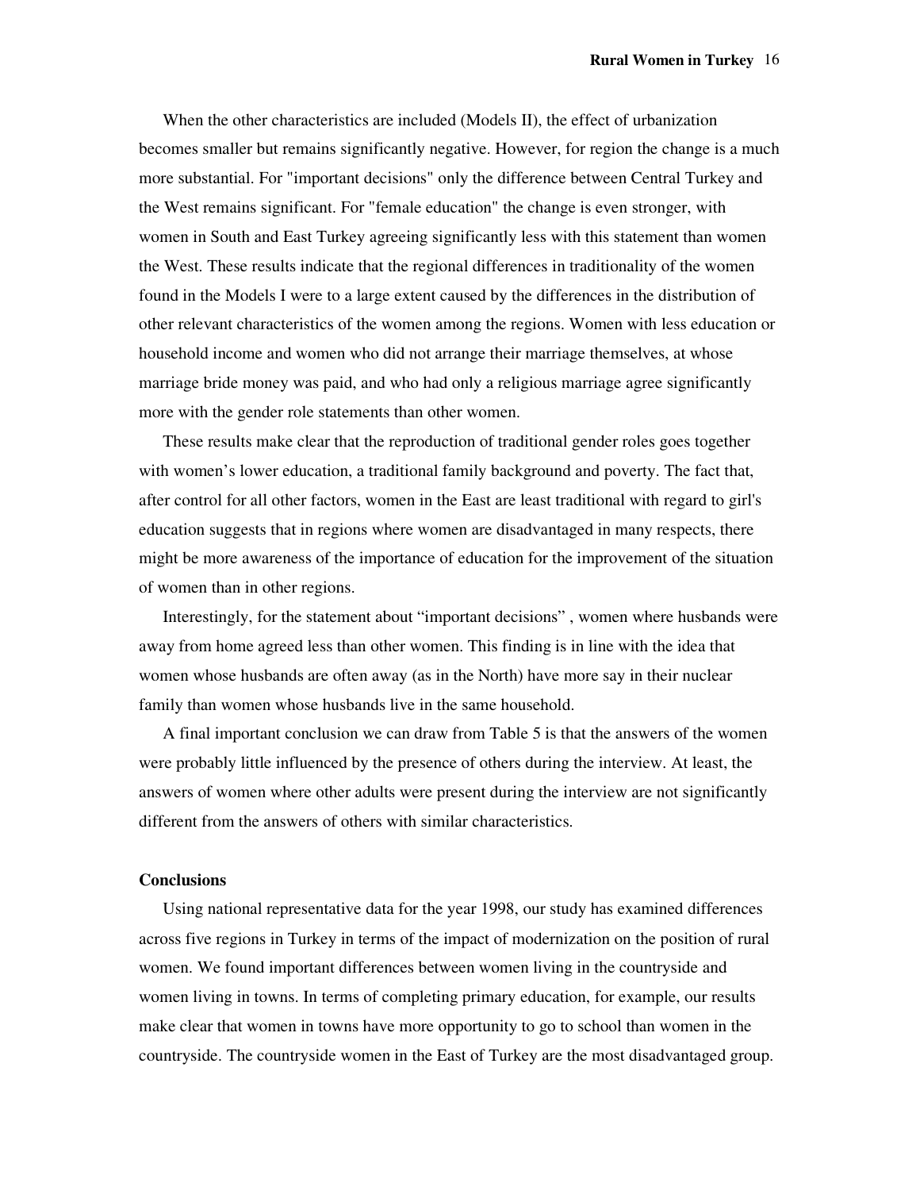When the other characteristics are included (Models II), the effect of urbanization becomes smaller but remains significantly negative. However, for region the change is a much more substantial. For "important decisions" only the difference between Central Turkey and the West remains significant. For "female education" the change is even stronger, with women in South and East Turkey agreeing significantly less with this statement than women the West. These results indicate that the regional differences in traditionality of the women found in the Models I were to a large extent caused by the differences in the distribution of other relevant characteristics of the women among the regions. Women with less education or household income and women who did not arrange their marriage themselves, at whose marriage bride money was paid, and who had only a religious marriage agree significantly more with the gender role statements than other women.

These results make clear that the reproduction of traditional gender roles goes together with women's lower education, a traditional family background and poverty. The fact that, after control for all other factors, women in the East are least traditional with regard to girl's education suggests that in regions where women are disadvantaged in many respects, there might be more awareness of the importance of education for the improvement of the situation of women than in other regions.

Interestingly, for the statement about "important decisions" , women where husbands were away from home agreed less than other women. This finding is in line with the idea that women whose husbands are often away (as in the North) have more say in their nuclear family than women whose husbands live in the same household.

A final important conclusion we can draw from Table 5 is that the answers of the women were probably little influenced by the presence of others during the interview. At least, the answers of women where other adults were present during the interview are not significantly different from the answers of others with similar characteristics.

## Conclusions

Using national representative data for the year 1998, our study has examined differences across five regions in Turkey in terms of the impact of modernization on the position of rural women. We found important differences between women living in the countryside and women living in towns. In terms of completing primary education, for example, our results make clear that women in towns have more opportunity to go to school than women in the countryside. The countryside women in the East of Turkey are the most disadvantaged group.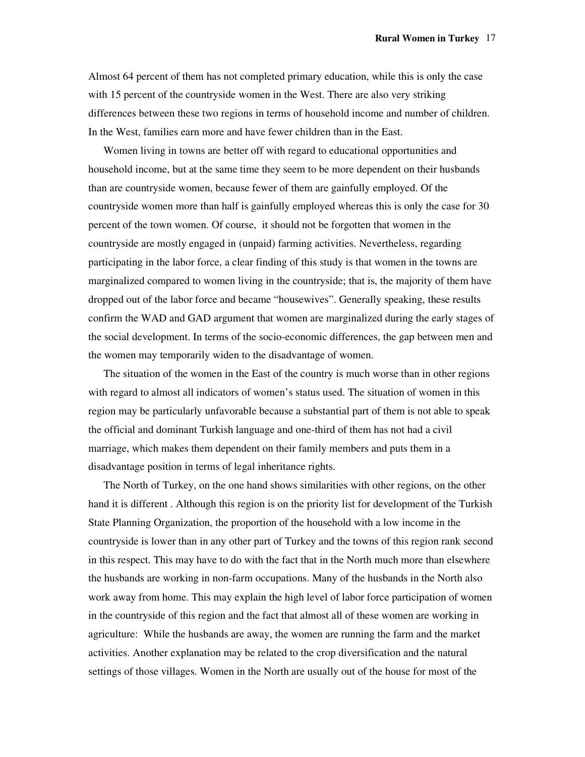Almost 64 percent of them has not completed primary education, while this is only the case with 15 percent of the countryside women in the West. There are also very striking differences between these two regions in terms of household income and number of children. In the West, families earn more and have fewer children than in the East.

Women living in towns are better off with regard to educational opportunities and household income, but at the same time they seem to be more dependent on their husbands than are countryside women, because fewer of them are gainfully employed. Of the countryside women more than half is gainfully employed whereas this is only the case for 30 percent of the town women. Of course, it should not be forgotten that women in the countryside are mostly engaged in (unpaid) farming activities. Nevertheless, regarding participating in the labor force, a clear finding of this study is that women in the towns are marginalized compared to women living in the countryside; that is, the majority of them have dropped out of the labor force and became "housewives". Generally speaking, these results confirm the WAD and GAD argument that women are marginalized during the early stages of the social development. In terms of the socio-economic differences, the gap between men and the women may temporarily widen to the disadvantage of women.

The situation of the women in the East of the country is much worse than in other regions with regard to almost all indicators of women's status used. The situation of women in this region may be particularly unfavorable because a substantial part of them is not able to speak the official and dominant Turkish language and one-third of them has not had a civil marriage, which makes them dependent on their family members and puts them in a disadvantage position in terms of legal inheritance rights.

The North of Turkey, on the one hand shows similarities with other regions, on the other hand it is different . Although this region is on the priority list for development of the Turkish State Planning Organization, the proportion of the household with a low income in the countryside is lower than in any other part of Turkey and the towns of this region rank second in this respect. This may have to do with the fact that in the North much more than elsewhere the husbands are working in non-farm occupations. Many of the husbands in the North also work away from home. This may explain the high level of labor force participation of women in the countryside of this region and the fact that almost all of these women are working in agriculture: While the husbands are away, the women are running the farm and the market activities. Another explanation may be related to the crop diversification and the natural settings of those villages. Women in the North are usually out of the house for most of the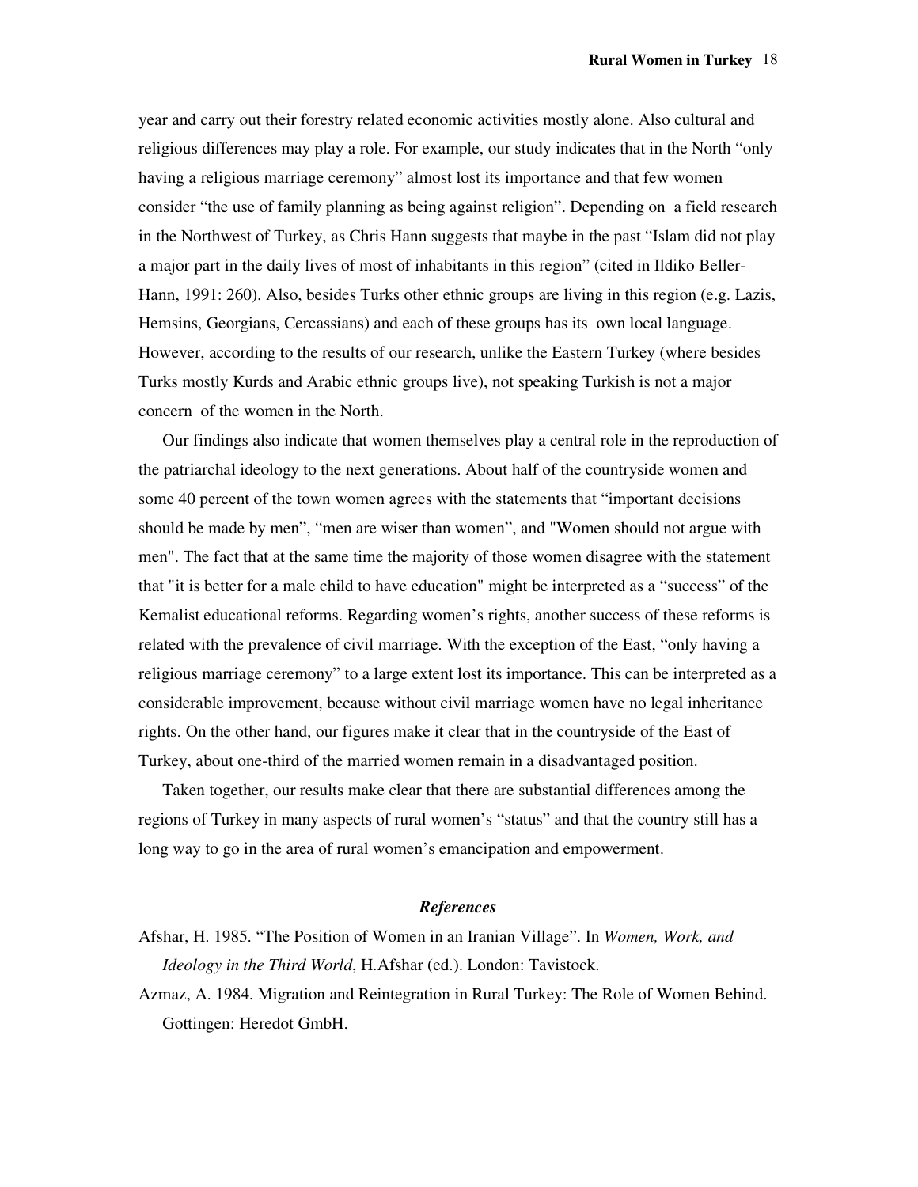year and carry out their forestry related economic activities mostly alone. Also cultural and religious differences may play a role. For example, our study indicates that in the North "only having a religious marriage ceremony" almost lost its importance and that few women consider "the use of family planning as being against religion". Depending on a field research in the Northwest of Turkey, as Chris Hann suggests that maybe in the past "Islam did not play a major part in the daily lives of most of inhabitants in this region" (cited in Ildiko Beller-Hann, 1991: 260). Also, besides Turks other ethnic groups are living in this region (e.g. Lazis, Hemsins, Georgians, Cercassians) and each of these groups has its own local language. However, according to the results of our research, unlike the Eastern Turkey (where besides Turks mostly Kurds and Arabic ethnic groups live), not speaking Turkish is not a major concern of the women in the North.

Our findings also indicate that women themselves play a central role in the reproduction of the patriarchal ideology to the next generations. About half of the countryside women and some 40 percent of the town women agrees with the statements that "important decisions should be made by men", "men are wiser than women", and "Women should not argue with men". The fact that at the same time the majority of those women disagree with the statement that "it is better for a male child to have education" might be interpreted as a "success" of the Kemalist educational reforms. Regarding women's rights, another success of these reforms is related with the prevalence of civil marriage. With the exception of the East, "only having a religious marriage ceremony" to a large extent lost its importance. This can be interpreted as a considerable improvement, because without civil marriage women have no legal inheritance rights. On the other hand, our figures make it clear that in the countryside of the East of Turkey, about one-third of the married women remain in a disadvantaged position.

Taken together, our results make clear that there are substantial differences among the regions of Turkey in many aspects of rural women's "status" and that the country still has a long way to go in the area of rural women's emancipation and empowerment.

### *References*

Afshar, H. 1985. "The Position of Women in an Iranian Village". In *Women, Work, and Ideology in the Third World*, H.Afshar (ed.). London: Tavistock.

Azmaz, A. 1984. Migration and Reintegration in Rural Turkey: The Role of Women Behind. Gottingen: Heredot GmbH.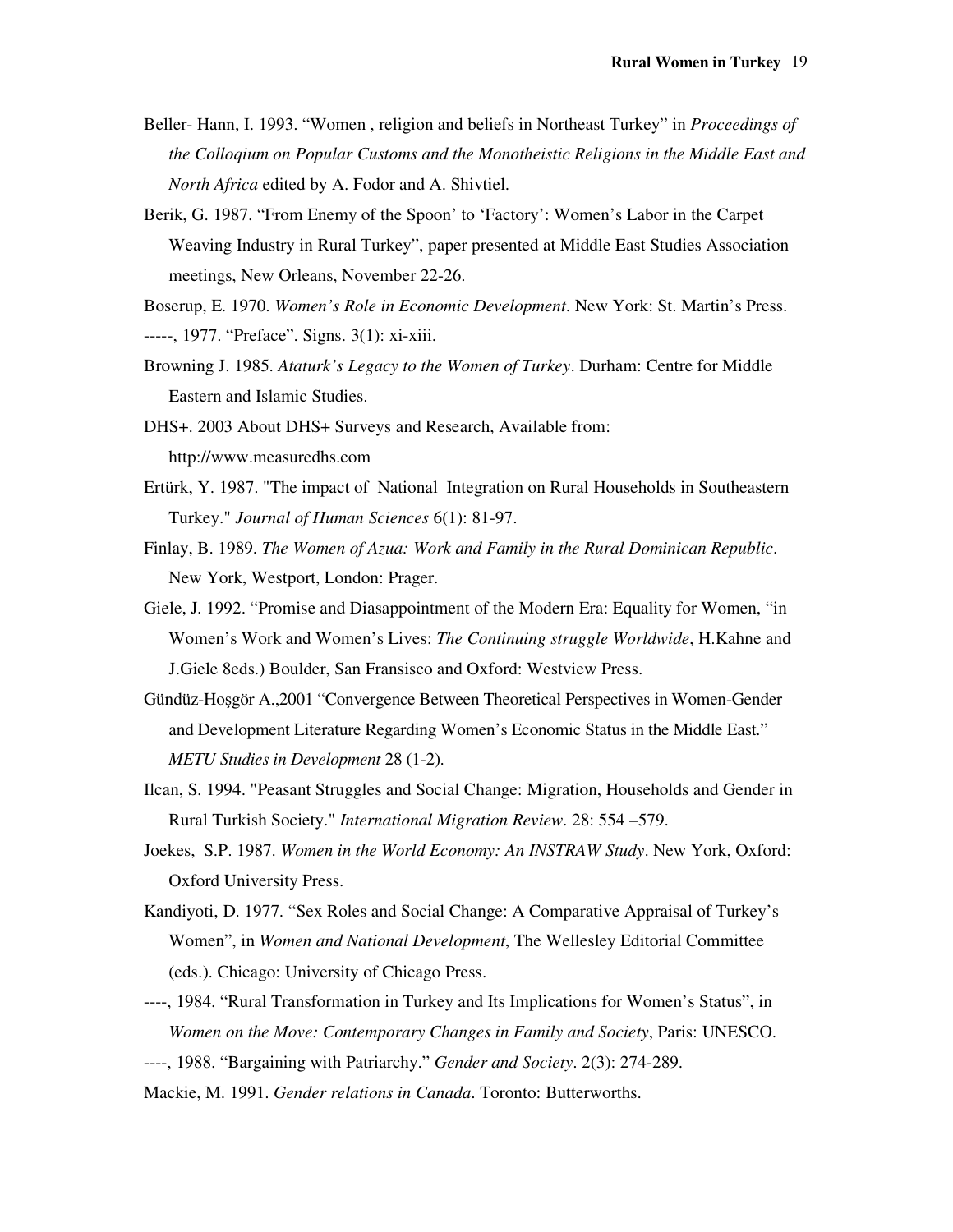Beller- Hann, I. 1993. “Women , religion and beliefs in Northeast Turkey” in *Proceedings of the Colloqium on Popular Customs and the Monotheistic Religions in the Middle East and North Africa* edited by A. Fodor and A. Shivtiel.

Berik, G. 1987. “From Enemy of the Spoon’ to ‘Factory’: Women’s Labor in the Carpet Weaving Industry in Rural Turkey”, paper presented at Middle East Studies Association meetings, New Orleans, November 22-26.

Boserup, E. 1970. *Women’s Role in Economic Development*. New York: St. Martin’s Press.

-----, 1977. “Preface”. Signs. 3(1): xi-xiii.

Browning J. 1985. *Ataturk’s Legacy to the Women of Turkey*. Durham: Centre for Middle Eastern and Islamic Studies.

DHS+. 2003 About DHS+ Surveys and Research, Available from: http://www.measuredhs.com

Ertürk, Y. 1987. "The impact of  National  Integration on Rural Households in Southeastern Turkey." *Journal of Human Sciences* 6(1): 81-97.

Finlay, B. 1989. *The Women of Azua: Work and Family in the Rural Dominican Republic*. New York, Westport, London: Prager.

Giele, J. 1992. “Promise and Diasappointment of the Modern Era: Equality for Women, “in Women’s Work and Women’s Lives: *The Continuing struggle Worldwide*, H.Kahne and J.Giele 8eds.) Boulder, San Fransisco and Oxford: Westview Press.

Gündüz-Hoşgör A.,2001 “Convergence Between Theoretical Perspectives in Women-Gender and Development Literature Regarding Women’s Economic Status in the Middle East.” *METU Studies in Development* 28 (1-2).

Ilcan, S. 1994. "Peasant Struggles and Social Change: Migration, Households and Gender in Rural Turkish Society." *International Migration Review*. 28: 554 –579.

Joekes,  S.P. 1987. *Women in the World Economy: An INSTRAW Study*. New York, Oxford: Oxford University Press.

Kandiyoti, D. 1977. “Sex Roles and Social Change: A Comparative Appraisal of Turkey’s Women”, in *Women and National Development*, The Wellesley Editorial Committee (eds.). Chicago: University of Chicago Press.

----, 1984. “Rural Transformation in Turkey and Its Implications for Women’s Status”, in *Women on the Move: Contemporary Changes in Family and Society*, Paris: UNESCO.

----, 1988. “Bargaining with Patriarchy.” *Gender and Society*. 2(3): 274-289.

Mackie, M. 1991. *Gender relations in Canada*. Toronto: Butterworths.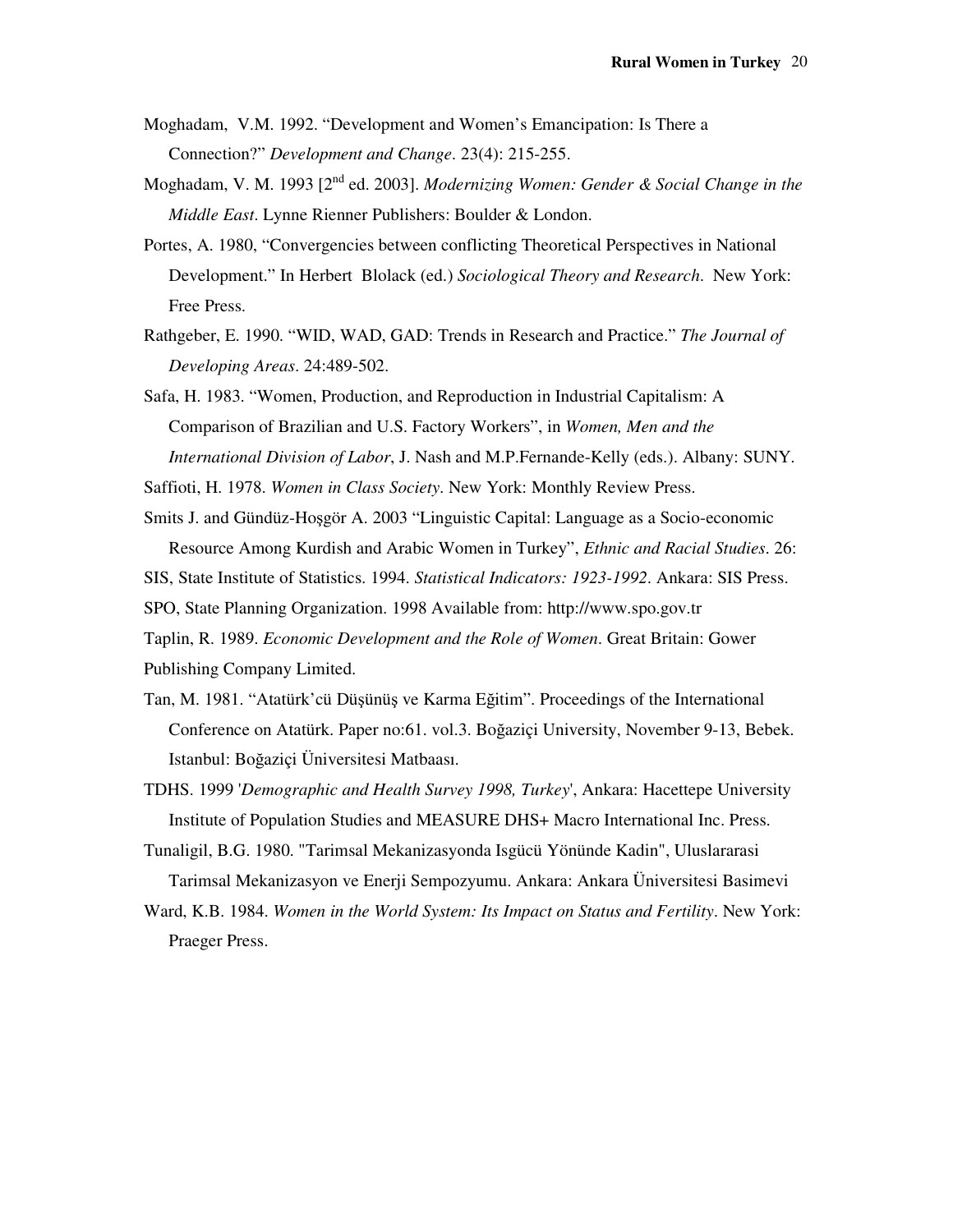Moghadam, V.M. 1992. "Development and Women's Emancipation: Is There a Connection?" *Development and Change*. 23(4): 215-255.

Moghadam, V. M. 1993 [2nd ed. 2003]. *Modernizing Women: Gender & Social Change in the Middle East*. Lynne Rienner Publishers: Boulder & London.

Portes, A. 1980, "Convergencies between conflicting Theoretical Perspectives in National Development." In Herbert Blolack (ed.) *Sociological Theory and Research*. New York: Free Press.

Rathgeber, E. 1990. "WID, WAD, GAD: Trends in Research and Practice." *The Journal of Developing Areas*. 24:489-502.

Safa, H. 1983. "Women, Production, and Reproduction in Industrial Capitalism: A Comparison of Brazilian and U.S. Factory Workers", in *Women, Men and the International Division of Labor*, J. Nash and M.P.Fernande-Kelly (eds.). Albany: SUNY.

Saffioti, H. 1978. *Women in Class Society*. New York: Monthly Review Press.

Smits J. and Gündüz-Hoşgör A. 2003 "Linguistic Capital: Language as a Socio-economic Resource Among Kurdish and Arabic Women in Turkey", *Ethnic and Racial Studies*. 26:

SIS, State Institute of Statistics. 1994. *Statistical Indicators: 1923-1992*. Ankara: SIS Press.

SPO, State Planning Organization. 1998 Available from: http://www.spo.gov.tr

Taplin, R. 1989. *Economic Development and the Role of Women*. Great Britain: Gower Publishing Company Limited.

Tan, M. 1981. "Atatürk'cü Düşünüş ve Karma Eğitim". Proceedings of the International Conference on Atatürk. Paper no:61. vol.3. Boğaziçi University, November 9-13, Bebek. Istanbul: Boğaziçi Üniversitesi Matbaası.

TDHS. 1999 '*Demographic and Health Survey 1998, Turkey*', Ankara: Hacettepe University Institute of Population Studies and MEASURE DHS+ Macro International Inc. Press.

Tunaligil, B.G. 1980. "Tarimsal Mekanizasyonda Isgücü Yönünde Kadin", Uluslararasi Tarimsal Mekanizasyon ve Enerji Sempozyumu. Ankara: Ankara Üniversitesi Basimevi

Ward, K.B. 1984. *Women in the World System: Its Impact on Status and Fertility*. New York: Praeger Press.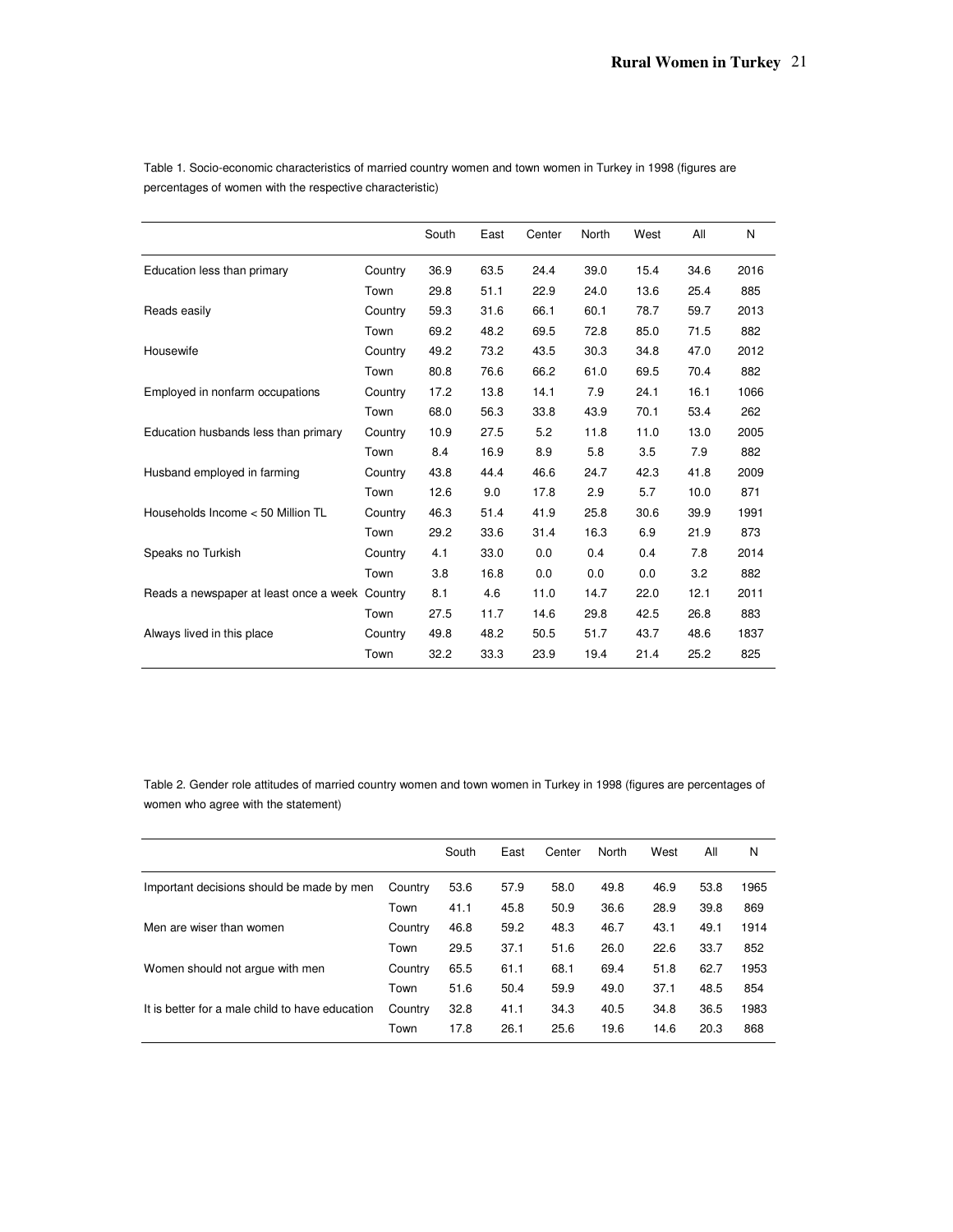Table 1. Socio-economic characteristics of married country women and town women in Turkey in 1998 (figures are percentages of women with the respective characteristic)

| | | South | East | Center | North | West | All | N |
|---|---|---|---|---|---|---|---|---|
| Education less than primary | Country | 36.9 | 63.5 | 24.4 | 39.0 | 15.4 | 34.6 | 2016 |
| | Town | 29.8 | 51.1 | 22.9 | 24.0 | 13.6 | 25.4 | 885 |
| Reads easily | Country | 59.3 | 31.6 | 66.1 | 60.1 | 78.7 | 59.7 | 2013 |
| | Town | 69.2 | 48.2 | 69.5 | 72.8 | 85.0 | 71.5 | 882 |
| Housewife | Country | 49.2 | 73.2 | 43.5 | 30.3 | 34.8 | 47.0 | 2012 |
| | Town | 80.8 | 76.6 | 66.2 | 61.0 | 69.5 | 70.4 | 882 |
| Employed in nonfarm occupations | Country | 17.2 | 13.8 | 14.1 | 7.9 | 24.1 | 16.1 | 1066 |
| | Town | 68.0 | 56.3 | 33.8 | 43.9 | 70.1 | 53.4 | 262 |
| Education husbands less than primary | Country | 10.9 | 27.5 | 5.2 | 11.8 | 11.0 | 13.0 | 2005 |
| | Town | 8.4 | 16.9 | 8.9 | 5.8 | 3.5 | 7.9 | 882 |
| Husband employed in farming | Country | 43.8 | 44.4 | 46.6 | 24.7 | 42.3 | 41.8 | 2009 |
| | Town | 12.6 | 9.0 | 17.8 | 2.9 | 5.7 | 10.0 | 871 |
| Households Income < 50 Million TL | Country | 46.3 | 51.4 | 41.9 | 25.8 | 30.6 | 39.9 | 1991 |
| | Town | 29.2 | 33.6 | 31.4 | 16.3 | 6.9 | 21.9 | 873 |
| Speaks no Turkish | Country | 4.1 | 33.0 | 0.0 | 0.4 | 0.4 | 7.8 | 2014 |
| | Town | 3.8 | 16.8 | 0.0 | 0.0 | 0.0 | 3.2 | 882 |
| Reads a newspaper at least once a week | Country | 8.1 | 4.6 | 11.0 | 14.7 | 22.0 | 12.1 | 2011 |
| | Town | 27.5 | 11.7 | 14.6 | 29.8 | 42.5 | 26.8 | 883 |
| Always lived in this place | Country | 49.8 | 48.2 | 50.5 | 51.7 | 43.7 | 48.6 | 1837 |
| | Town | 32.2 | 33.3 | 23.9 | 19.4 | 21.4 | 25.2 | 825 |

Table 2. Gender role attitudes of married country women and town women in Turkey in 1998 (figures are percentages of women who agree with the statement)

| | | South | East | Center | North | West | All | N |
|---|---|---|---|---|---|---|---|---|
| Important decisions should be made by men | Country | 53.6 | 57.9 | 58.0 | 49.8 | 46.9 | 53.8 | 1965 |
| | Town | 41.1 | 45.8 | 50.9 | 36.6 | 28.9 | 39.8 | 869 |
| Men are wiser than women | Country | 46.8 | 59.2 | 48.3 | 46.7 | 43.1 | 49.1 | 1914 |
| | Town | 29.5 | 37.1 | 51.6 | 26.0 | 22.6 | 33.7 | 852 |
| Women should not argue with men | Country | 65.5 | 61.1 | 68.1 | 69.4 | 51.8 | 62.7 | 1953 |
| | Town | 51.6 | 50.4 | 59.9 | 49.0 | 37.1 | 48.5 | 854 |
| It is better for a male child to have education | Country | 32.8 | 41.1 | 34.3 | 40.5 | 34.8 | 36.5 | 1983 |
| | Town | 17.8 | 26.1 | 25.6 | 19.6 | 14.6 | 20.3 | 868 |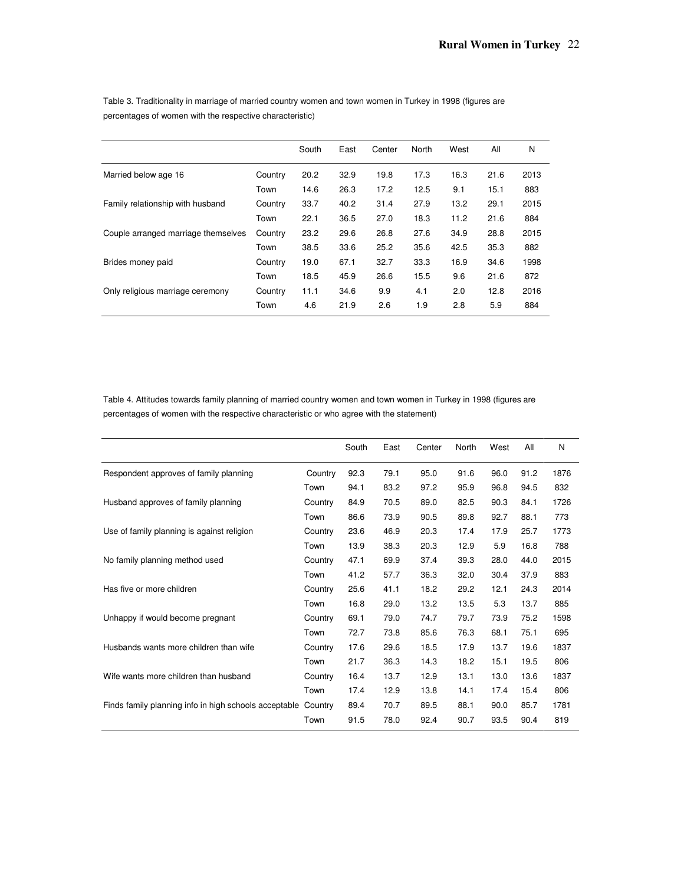Table 3. Traditionality in marriage of married country women and town women in Turkey in 1998 (figures are percentages of women with the respective characteristic)

| | | South | East | Center | North | West | All | N |
|---|---|---|---|---|---|---|---|---|
| Married below age 16 | Country | 20.2 | 32.9 | 19.8 | 17.3 | 16.3 | 21.6 | 2013 |
| | Town | 14.6 | 26.3 | 17.2 | 12.5 | 9.1 | 15.1 | 883 |
| Family relationship with husband | Country | 33.7 | 40.2 | 31.4 | 27.9 | 13.2 | 29.1 | 2015 |
| | Town | 22.1 | 36.5 | 27.0 | 18.3 | 11.2 | 21.6 | 884 |
| Couple arranged marriage themselves | Country | 23.2 | 29.6 | 26.8 | 27.6 | 34.9 | 28.8 | 2015 |
| | Town | 38.5 | 33.6 | 25.2 | 35.6 | 42.5 | 35.3 | 882 |
| Brides money paid | Country | 19.0 | 67.1 | 32.7 | 33.3 | 16.9 | 34.6 | 1998 |
| | Town | 18.5 | 45.9 | 26.6 | 15.5 | 9.6 | 21.6 | 872 |
| Only religious marriage ceremony | Country | 11.1 | 34.6 | 9.9 | 4.1 | 2.0 | 12.8 | 2016 |
| | Town | 4.6 | 21.9 | 2.6 | 1.9 | 2.8 | 5.9 | 884 |

Table 4. Attitudes towards family planning of married country women and town women in Turkey in 1998 (figures are percentages of women with the respective characteristic or who agree with the statement)

| | | South | East | Center | North | West | All | N |
|---|---|---|---|---|---|---|---|---|
| Respondent approves of family planning | Country | 92.3 | 79.1 | 95.0 | 91.6 | 96.0 | 91.2 | 1876 |
| | Town | 94.1 | 83.2 | 97.2 | 95.9 | 96.8 | 94.5 | 832 |
| Husband approves of family planning | Country | 84.9 | 70.5 | 89.0 | 82.5 | 90.3 | 84.1 | 1726 |
| | Town | 86.6 | 73.9 | 90.5 | 89.8 | 92.7 | 88.1 | 773 |
| Use of family planning is against religion | Country | 23.6 | 46.9 | 20.3 | 17.4 | 17.9 | 25.7 | 1773 |
| | Town | 13.9 | 38.3 | 20.3 | 12.9 | 5.9 | 16.8 | 788 |
| No family planning method used | Country | 47.1 | 69.9 | 37.4 | 39.3 | 28.0 | 44.0 | 2015 |
| | Town | 41.2 | 57.7 | 36.3 | 32.0 | 30.4 | 37.9 | 883 |
| Has five or more children | Country | 25.6 | 41.1 | 18.2 | 29.2 | 12.1 | 24.3 | 2014 |
| | Town | 16.8 | 29.0 | 13.2 | 13.5 | 5.3 | 13.7 | 885 |
| Unhappy if would become pregnant | Country | 69.1 | 79.0 | 74.7 | 79.7 | 73.9 | 75.2 | 1598 |
| | Town | 72.7 | 73.8 | 85.6 | 76.3 | 68.1 | 75.1 | 695 |
| Husbands wants more children than wife | Country | 17.6 | 29.6 | 18.5 | 17.9 | 13.7 | 19.6 | 1837 |
| | Town | 21.7 | 36.3 | 14.3 | 18.2 | 15.1 | 19.5 | 806 |
| Wife wants more children than husband | Country | 16.4 | 13.7 | 12.9 | 13.1 | 13.0 | 13.6 | 1837 |
| | Town | 17.4 | 12.9 | 13.8 | 14.1 | 17.4 | 15.4 | 806 |
| Finds family planning info in high schools acceptable | Country | 89.4 | 70.7 | 89.5 | 88.1 | 90.0 | 85.7 | 1781 |
| | Town | 91.5 | 78.0 | 92.4 | 90.7 | 93.5 | 90.4 | 819 |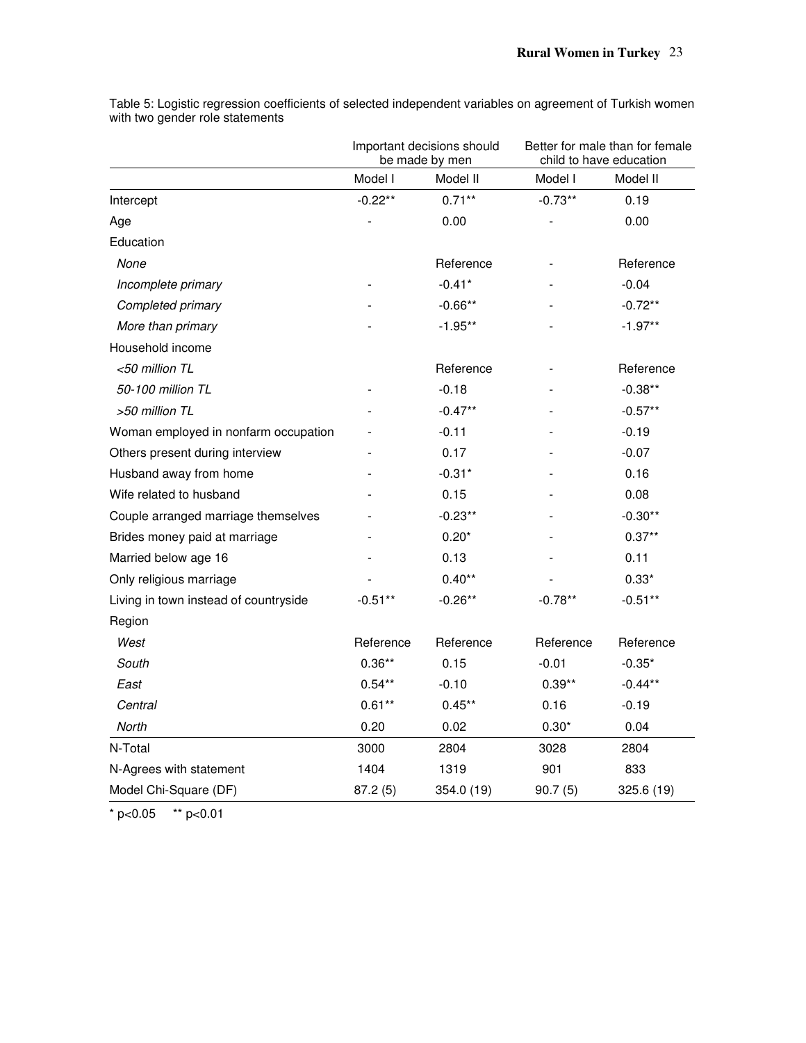Table 5: Logistic regression coefficients of selected independent variables on agreement of Turkish women with two gender role statements

| | Important decisions should be made by men | | Better for male than for female child to have education | |
|---|---|---|---|---|
| | Model I | Model II | Model I | Model II |
| Intercept | -0.22** | 0.71** | -0.73** | 0.19 |
| Age | - | 0.00 | - | 0.00 |
| Education | | | | |
| *None* | | Reference | - | Reference |
| *Incomplete primary* | - | -0.41* | - | -0.04 |
| *Completed primary* | - | -0.66** | - | -0.72** |
| *More than primary* | - | -1.95** | - | -1.97** |
| Household income | | | | |
| *<50 million TL* | | Reference | - | Reference |
| *50-100 million TL* | - | -0.18 | - | -0.38** |
| *>50 million TL* | - | -0.47** | - | -0.57** |
| Woman employed in nonfarm occupation | - | -0.11 | - | -0.19 |
| Others present during interview | - | 0.17 | - | -0.07 |
| Husband away from home | - | -0.31* | - | 0.16 |
| Wife related to husband | - | 0.15 | - | 0.08 |
| Couple arranged marriage themselves | - | -0.23** | - | -0.30** |
| Brides money paid at marriage | - | 0.20* | - | 0.37** |
| Married below age 16 | - | 0.13 | - | 0.11 |
| Only religious marriage | - | 0.40** | - | 0.33* |
| Living in town instead of countryside | -0.51** | -0.26** | -0.78** | -0.51** |
| Region | | | | |
| *West* | Reference | Reference | Reference | Reference |
| *South* | 0.36** | 0.15 | -0.01 | -0.35* |
| *East* | 0.54** | -0.10 | 0.39** | -0.44** |
| *Central* | 0.61** | 0.45** | 0.16 | -0.19 |
| *North* | 0.20 | 0.02 | 0.30* | 0.04 |
| N-Total | 3000 | 2804 | 3028 | 2804 |
| N-Agrees with statement | 1404 | 1319 | 901 | 833 |
| Model Chi-Square (DF) | 87.2 (5) | 354.0 (19) | 90.7 (5) | 325.6 (19) |

\* $p<0.05$ &nbsp;&nbsp; ** $p<0.01$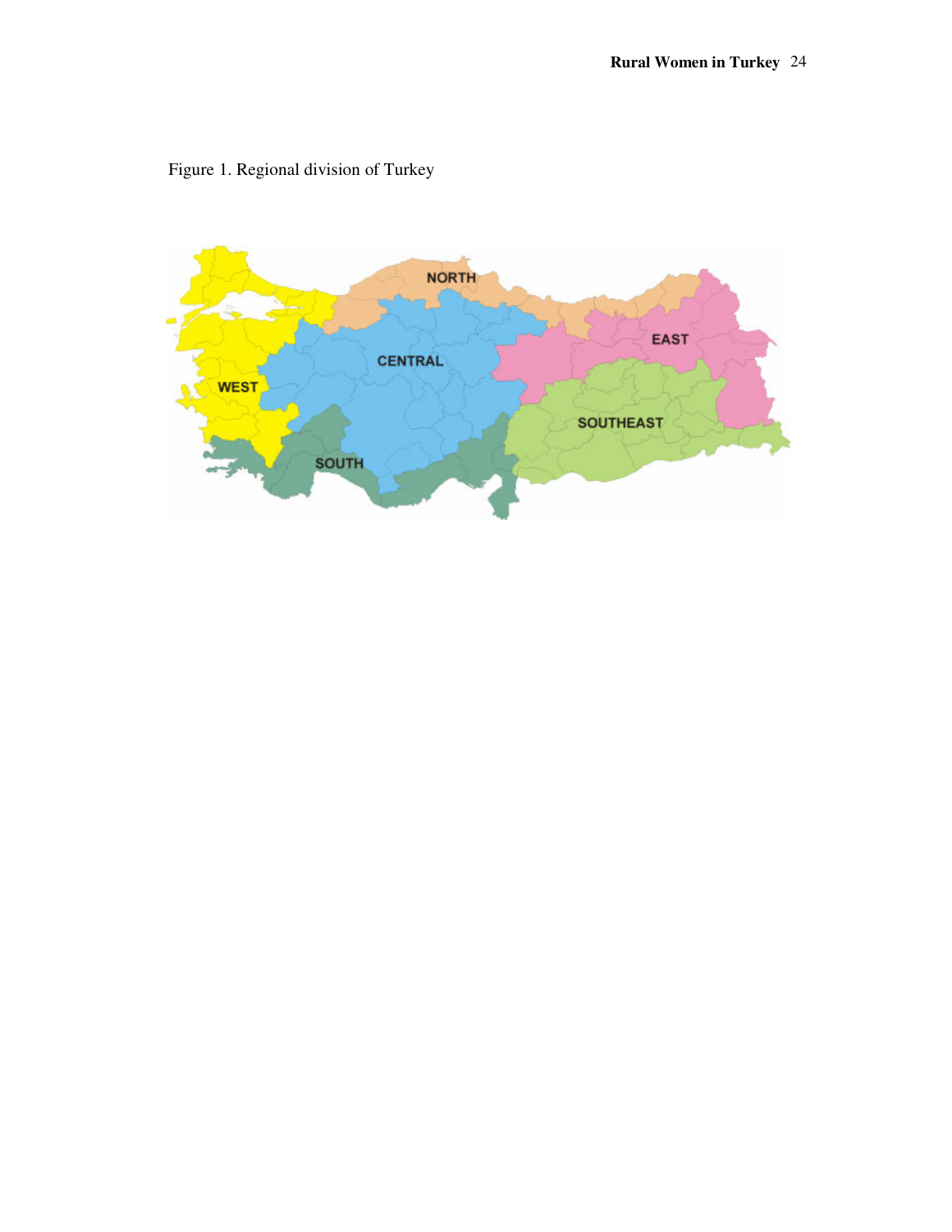Figure 1. Regional division of Turkey

NORTH
CENTRAL
EAST
WEST
SOUTHEAST
SOUTH